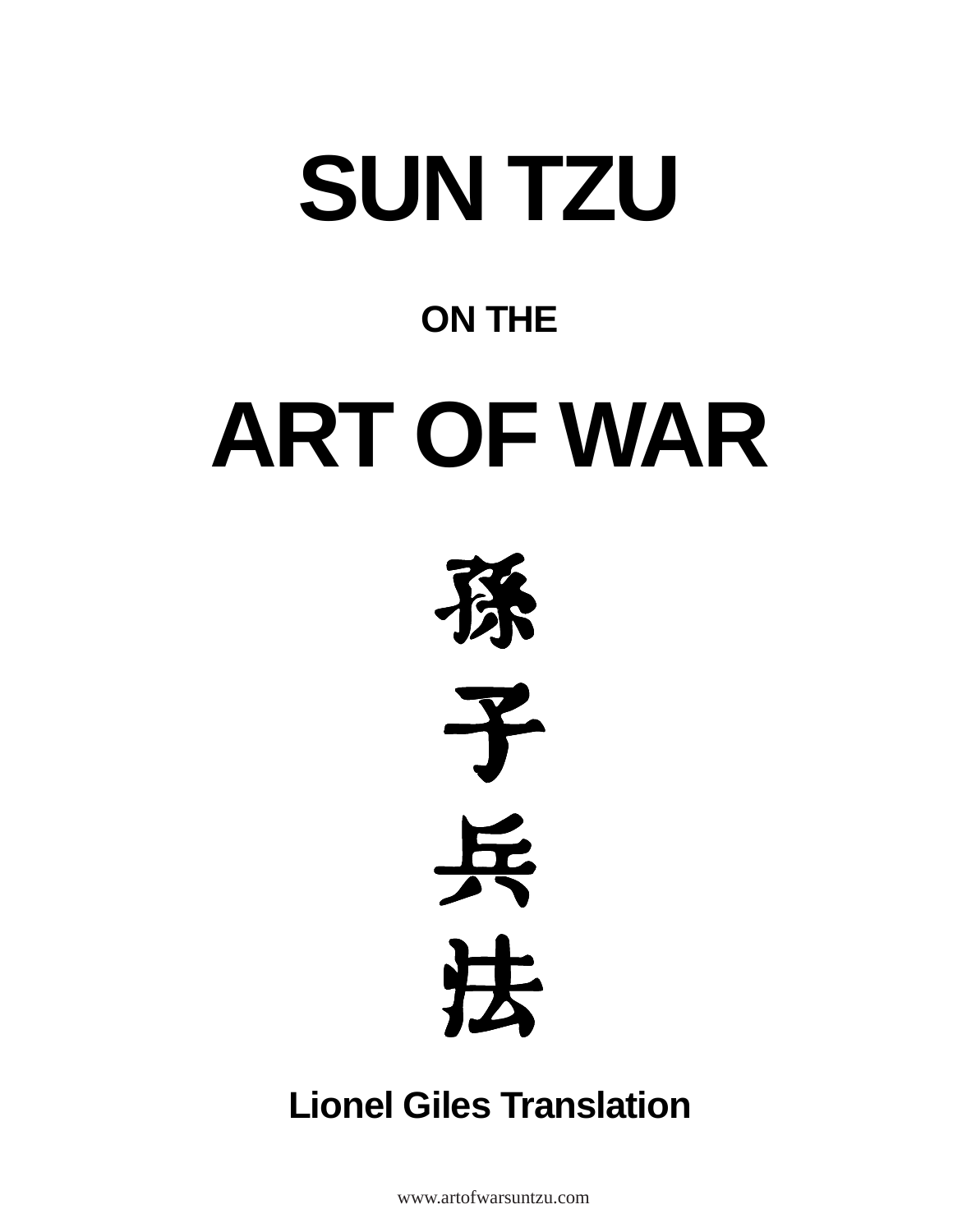# SUN TZU

### ON THE

# ART OF WAR

孫
子
兵
法

**Lionel Giles Translation**

www.artofwarsuntzu.com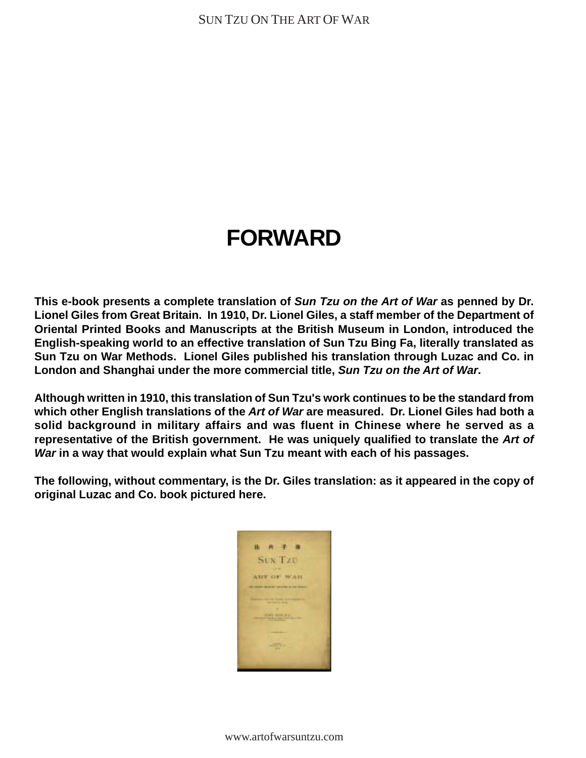# FORWARD

**This e-book presents a complete translation of *Sun Tzu on the Art of War* as penned by Dr. Lionel Giles from Great Britain. In 1910, Dr. Lionel Giles, a staff member of the Department of Oriental Printed Books and Manuscripts at the British Museum in London, introduced the English-speaking world to an effective translation of Sun Tzu Bing Fa, literally translated as Sun Tzu on War Methods. Lionel Giles published his translation through Luzac and Co. in London and Shanghai under the more commercial title, *Sun Tzu on the Art of War*.**

**Although written in 1910, this translation of Sun Tzu's work continues to be the standard from which other English translations of the *Art of War* are measured. Dr. Lionel Giles had both a solid background in military affairs and was fluent in Chinese where he served as a representative of the British government. He was uniquely qualified to translate the *Art of War* in a way that would explain what Sun Tzu meant with each of his passages.**

**The following, without commentary, is the Dr. Giles translation: as it appeared in the copy of original Luzac and Co. book pictured here.**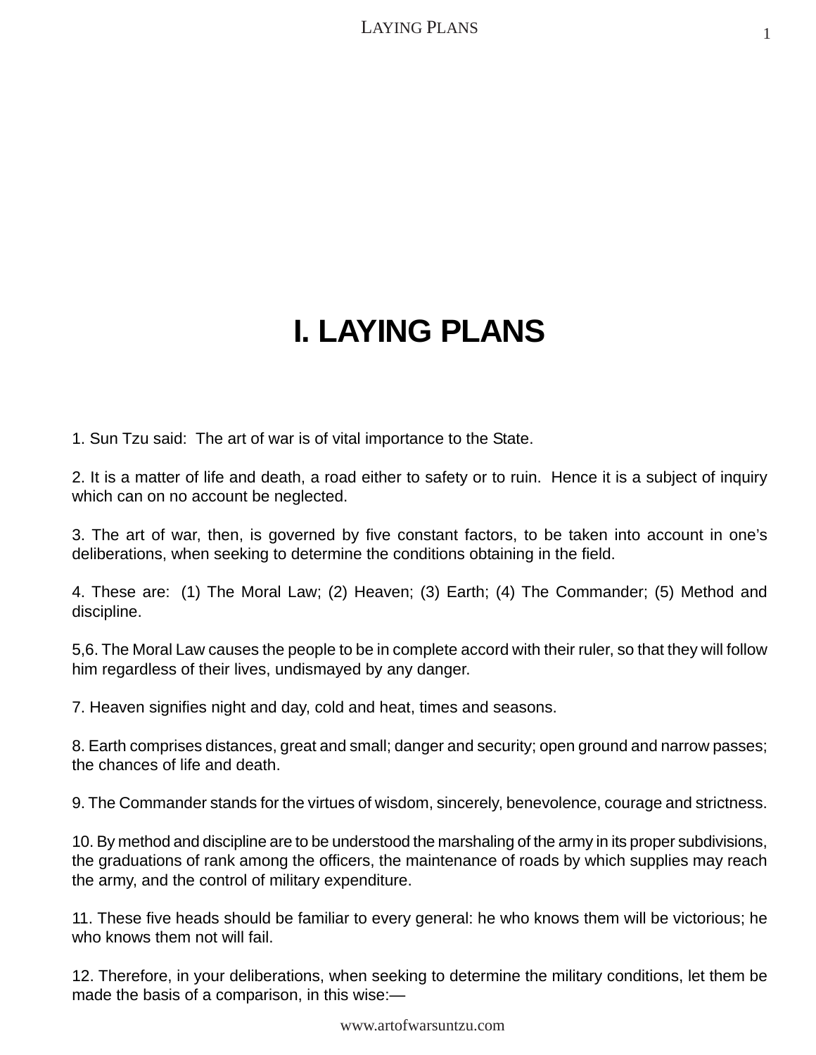# I. LAYING PLANS

1. Sun Tzu said: The art of war is of vital importance to the State.

2. It is a matter of life and death, a road either to safety or to ruin. Hence it is a subject of inquiry which can on no account be neglected.

3. The art of war, then, is governed by five constant factors, to be taken into account in one's deliberations, when seeking to determine the conditions obtaining in the field.

4. These are: (1) The Moral Law; (2) Heaven; (3) Earth; (4) The Commander; (5) Method and discipline.

5,6. The Moral Law causes the people to be in complete accord with their ruler, so that they will follow him regardless of their lives, undismayed by any danger.

7. Heaven signifies night and day, cold and heat, times and seasons.

8. Earth comprises distances, great and small; danger and security; open ground and narrow passes; the chances of life and death.

9. The Commander stands for the virtues of wisdom, sincerely, benevolence, courage and strictness.

10. By method and discipline are to be understood the marshaling of the army in its proper subdivisions, the graduations of rank among the officers, the maintenance of roads by which supplies may reach the army, and the control of military expenditure.

11. These five heads should be familiar to every general: he who knows them will be victorious; he who knows them not will fail.

12. Therefore, in your deliberations, when seeking to determine the military conditions, let them be made the basis of a comparison, in this wise:—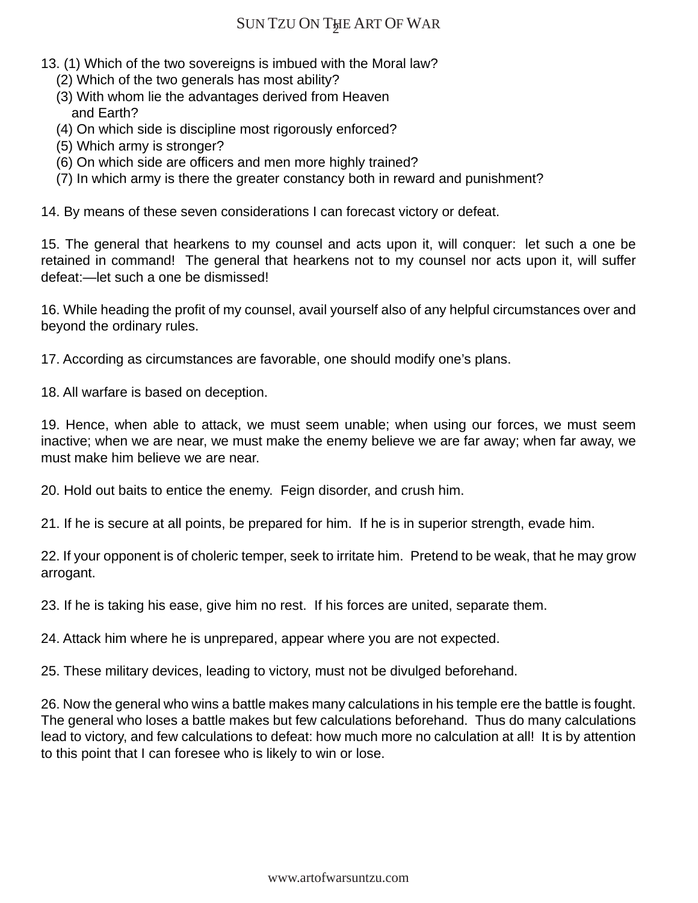13. (1) Which of the two sovereigns is imbued with the Moral law?
 (2) Which of the two generals has most ability?
 (3) With whom lie the advantages derived from Heaven and Earth?
 (4) On which side is discipline most rigorously enforced?
 (5) Which army is stronger?
 (6) On which side are officers and men more highly trained?
 (7) In which army is there the greater constancy both in reward and punishment?

14. By means of these seven considerations I can forecast victory or defeat.

15. The general that hearkens to my counsel and acts upon it, will conquer: let such a one be retained in command! The general that hearkens not to my counsel nor acts upon it, will suffer defeat:—let such a one be dismissed!

16. While heading the profit of my counsel, avail yourself also of any helpful circumstances over and beyond the ordinary rules.

17. According as circumstances are favorable, one should modify one's plans.

18. All warfare is based on deception.

19. Hence, when able to attack, we must seem unable; when using our forces, we must seem inactive; when we are near, we must make the enemy believe we are far away; when far away, we must make him believe we are near.

20. Hold out baits to entice the enemy. Feign disorder, and crush him.

21. If he is secure at all points, be prepared for him. If he is in superior strength, evade him.

22. If your opponent is of choleric temper, seek to irritate him. Pretend to be weak, that he may grow arrogant.

23. If he is taking his ease, give him no rest. If his forces are united, separate them.

24. Attack him where he is unprepared, appear where you are not expected.

25. These military devices, leading to victory, must not be divulged beforehand.

26. Now the general who wins a battle makes many calculations in his temple ere the battle is fought. The general who loses a battle makes but few calculations beforehand. Thus do many calculations lead to victory, and few calculations to defeat: how much more no calculation at all! It is by attention to this point that I can foresee who is likely to win or lose.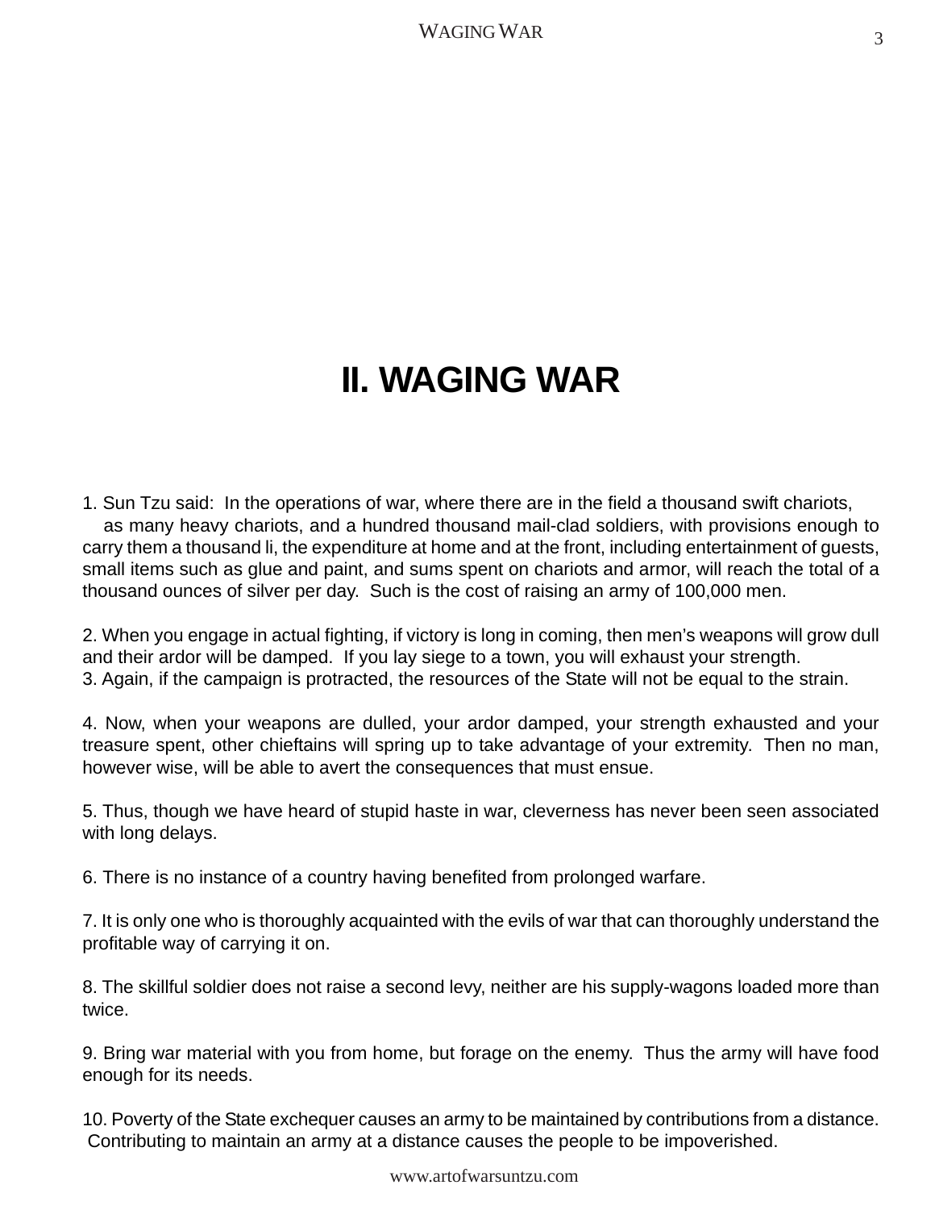# II. WAGING WAR

1. Sun Tzu said: In the operations of war, where there are in the field a thousand swift chariots, as many heavy chariots, and a hundred thousand mail-clad soldiers, with provisions enough to carry them a thousand li, the expenditure at home and at the front, including entertainment of guests, small items such as glue and paint, and sums spent on chariots and armor, will reach the total of a thousand ounces of silver per day. Such is the cost of raising an army of 100,000 men.

2. When you engage in actual fighting, if victory is long in coming, then men's weapons will grow dull and their ardor will be damped. If you lay siege to a town, you will exhaust your strength.

3. Again, if the campaign is protracted, the resources of the State will not be equal to the strain.

4. Now, when your weapons are dulled, your ardor damped, your strength exhausted and your treasure spent, other chieftains will spring up to take advantage of your extremity. Then no man, however wise, will be able to avert the consequences that must ensue.

5. Thus, though we have heard of stupid haste in war, cleverness has never been seen associated with long delays.

6. There is no instance of a country having benefited from prolonged warfare.

7. It is only one who is thoroughly acquainted with the evils of war that can thoroughly understand the profitable way of carrying it on.

8. The skillful soldier does not raise a second levy, neither are his supply-wagons loaded more than twice.

9. Bring war material with you from home, but forage on the enemy. Thus the army will have food enough for its needs.

10. Poverty of the State exchequer causes an army to be maintained by contributions from a distance. Contributing to maintain an army at a distance causes the people to be impoverished.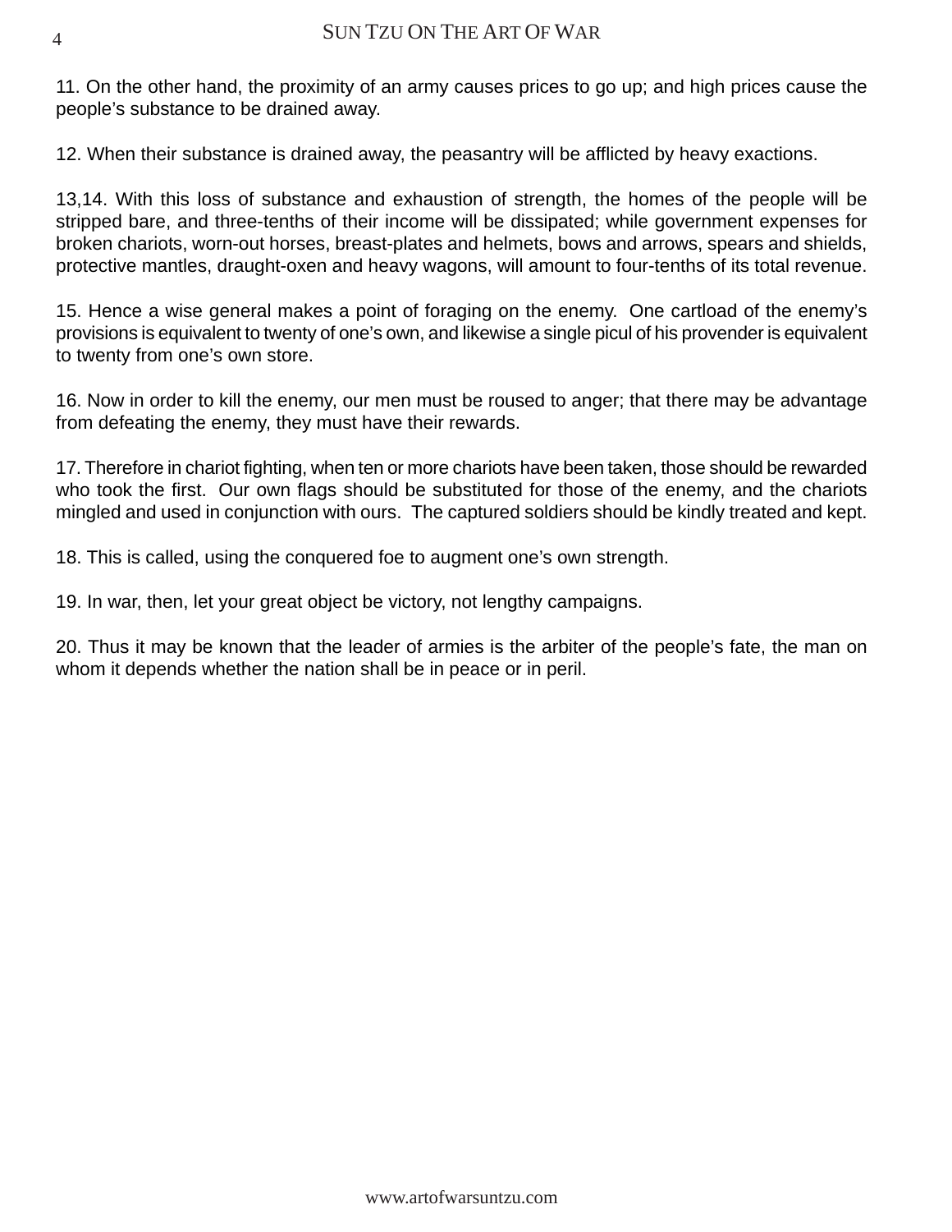11. On the other hand, the proximity of an army causes prices to go up; and high prices cause the people's substance to be drained away.

12. When their substance is drained away, the peasantry will be afflicted by heavy exactions.

13,14. With this loss of substance and exhaustion of strength, the homes of the people will be stripped bare, and three-tenths of their income will be dissipated; while government expenses for broken chariots, worn-out horses, breast-plates and helmets, bows and arrows, spears and shields, protective mantles, draught-oxen and heavy wagons, will amount to four-tenths of its total revenue.

15. Hence a wise general makes a point of foraging on the enemy. One cartload of the enemy's provisions is equivalent to twenty of one's own, and likewise a single picul of his provender is equivalent to twenty from one's own store.

16. Now in order to kill the enemy, our men must be roused to anger; that there may be advantage from defeating the enemy, they must have their rewards.

17. Therefore in chariot fighting, when ten or more chariots have been taken, those should be rewarded who took the first. Our own flags should be substituted for those of the enemy, and the chariots mingled and used in conjunction with ours. The captured soldiers should be kindly treated and kept.

18. This is called, using the conquered foe to augment one's own strength.

19. In war, then, let your great object be victory, not lengthy campaigns.

20. Thus it may be known that the leader of armies is the arbiter of the people's fate, the man on whom it depends whether the nation shall be in peace or in peril.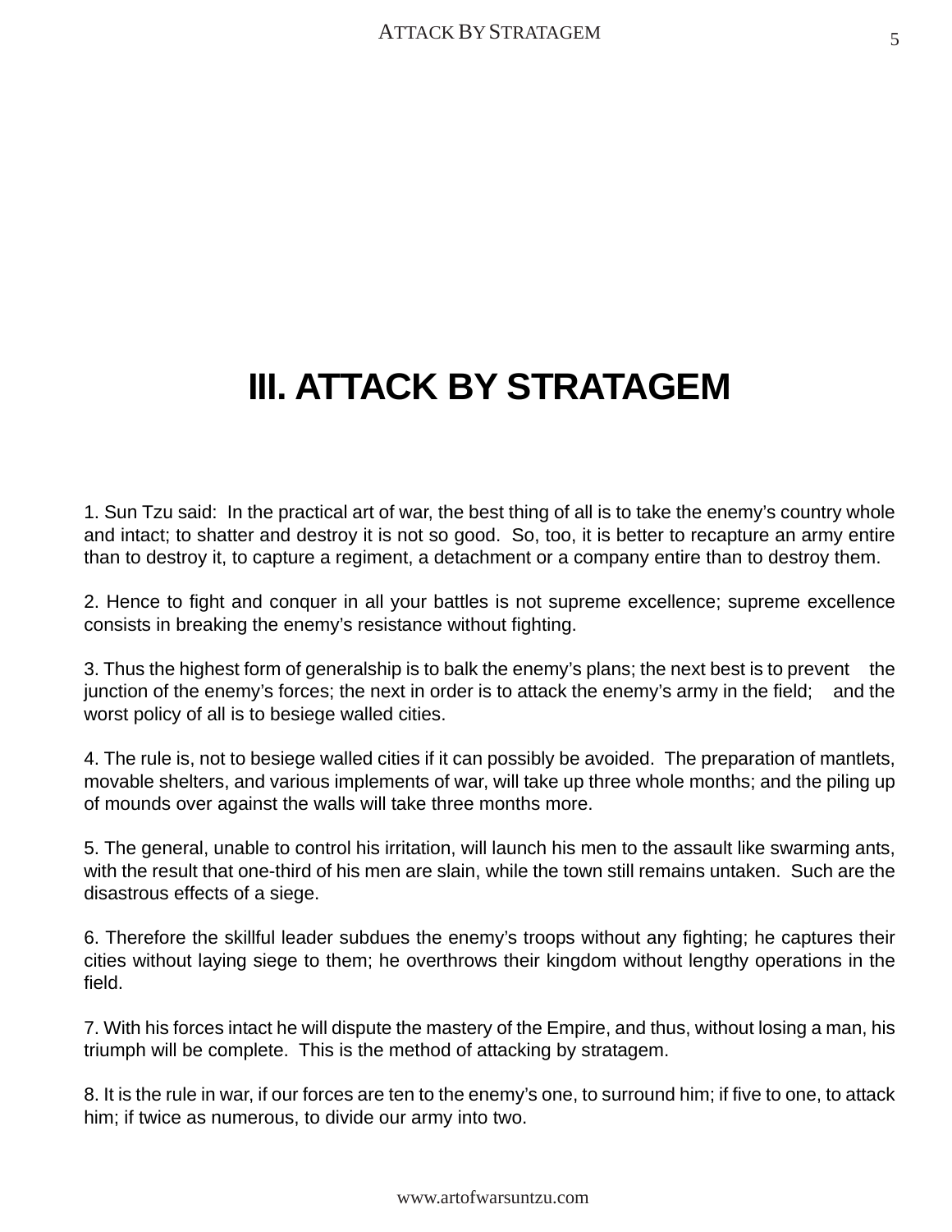# III. ATTACK BY STRATAGEM

1. Sun Tzu said: In the practical art of war, the best thing of all is to take the enemy's country whole and intact; to shatter and destroy it is not so good. So, too, it is better to recapture an army entire than to destroy it, to capture a regiment, a detachment or a company entire than to destroy them.

2. Hence to fight and conquer in all your battles is not supreme excellence; supreme excellence consists in breaking the enemy's resistance without fighting.

3. Thus the highest form of generalship is to balk the enemy's plans; the next best is to prevent the junction of the enemy's forces; the next in order is to attack the enemy's army in the field; and the worst policy of all is to besiege walled cities.

4. The rule is, not to besiege walled cities if it can possibly be avoided. The preparation of mantlets, movable shelters, and various implements of war, will take up three whole months; and the piling up of mounds over against the walls will take three months more.

5. The general, unable to control his irritation, will launch his men to the assault like swarming ants, with the result that one-third of his men are slain, while the town still remains untaken. Such are the disastrous effects of a siege.

6. Therefore the skillful leader subdues the enemy's troops without any fighting; he captures their cities without laying siege to them; he overthrows their kingdom without lengthy operations in the field.

7. With his forces intact he will dispute the mastery of the Empire, and thus, without losing a man, his triumph will be complete. This is the method of attacking by stratagem.

8. It is the rule in war, if our forces are ten to the enemy's one, to surround him; if five to one, to attack him; if twice as numerous, to divide our army into two.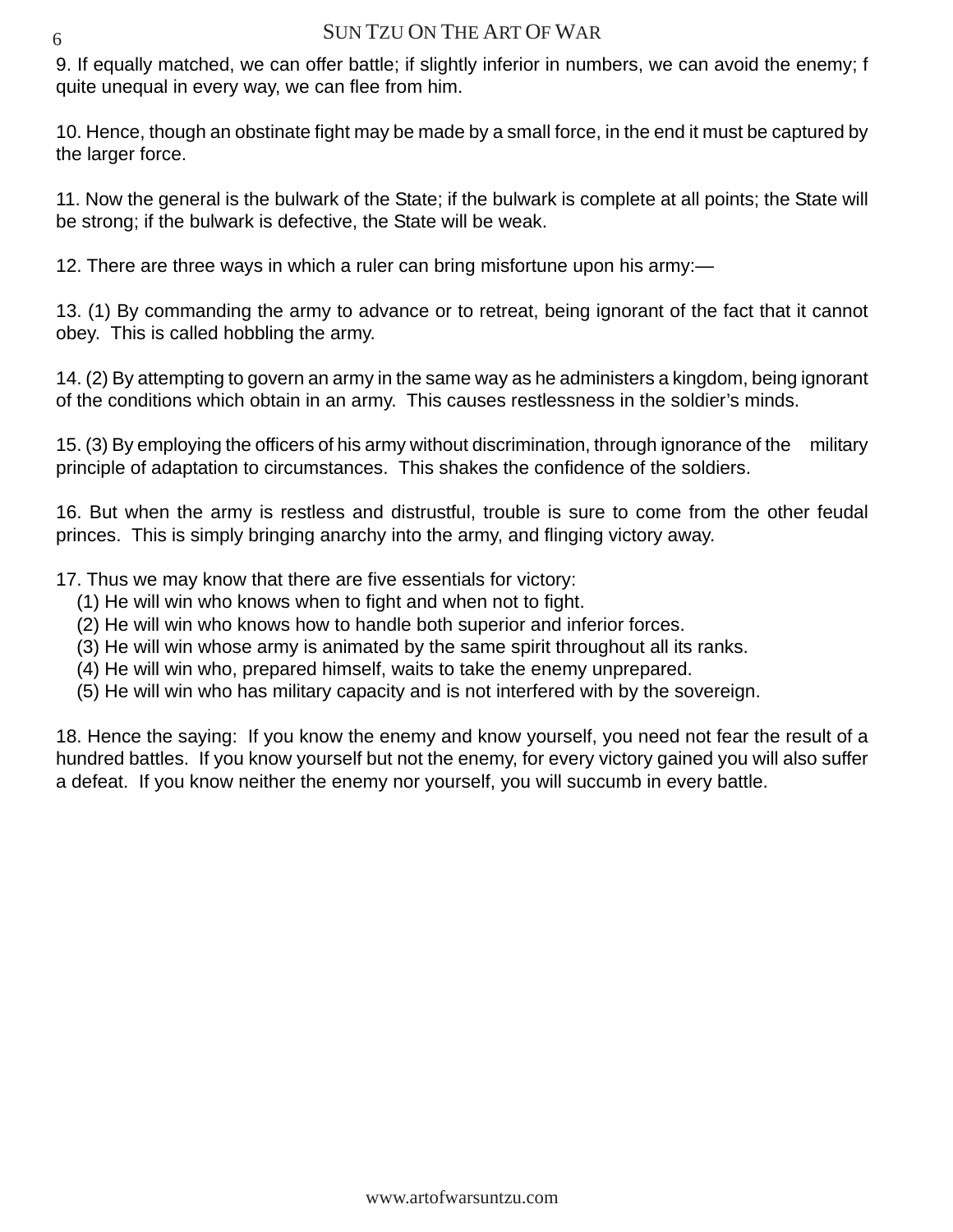9. If equally matched, we can offer battle; if slightly inferior in numbers, we can avoid the enemy; f quite unequal in every way, we can flee from him.

10. Hence, though an obstinate fight may be made by a small force, in the end it must be captured by the larger force.

11. Now the general is the bulwark of the State; if the bulwark is complete at all points; the State will be strong; if the bulwark is defective, the State will be weak.

12. There are three ways in which a ruler can bring misfortune upon his army:—

13. (1) By commanding the army to advance or to retreat, being ignorant of the fact that it cannot obey. This is called hobbling the army.

14. (2) By attempting to govern an army in the same way as he administers a kingdom, being ignorant of the conditions which obtain in an army. This causes restlessness in the soldier's minds.

15. (3) By employing the officers of his army without discrimination, through ignorance of the military principle of adaptation to circumstances. This shakes the confidence of the soldiers.

16. But when the army is restless and distrustful, trouble is sure to come from the other feudal princes. This is simply bringing anarchy into the army, and flinging victory away.

17. Thus we may know that there are five essentials for victory:
(1) He will win who knows when to fight and when not to fight.
(2) He will win who knows how to handle both superior and inferior forces.
(3) He will win whose army is animated by the same spirit throughout all its ranks.
(4) He will win who, prepared himself, waits to take the enemy unprepared.
(5) He will win who has military capacity and is not interfered with by the sovereign.

18. Hence the saying: If you know the enemy and know yourself, you need not fear the result of a hundred battles. If you know yourself but not the enemy, for every victory gained you will also suffer a defeat. If you know neither the enemy nor yourself, you will succumb in every battle.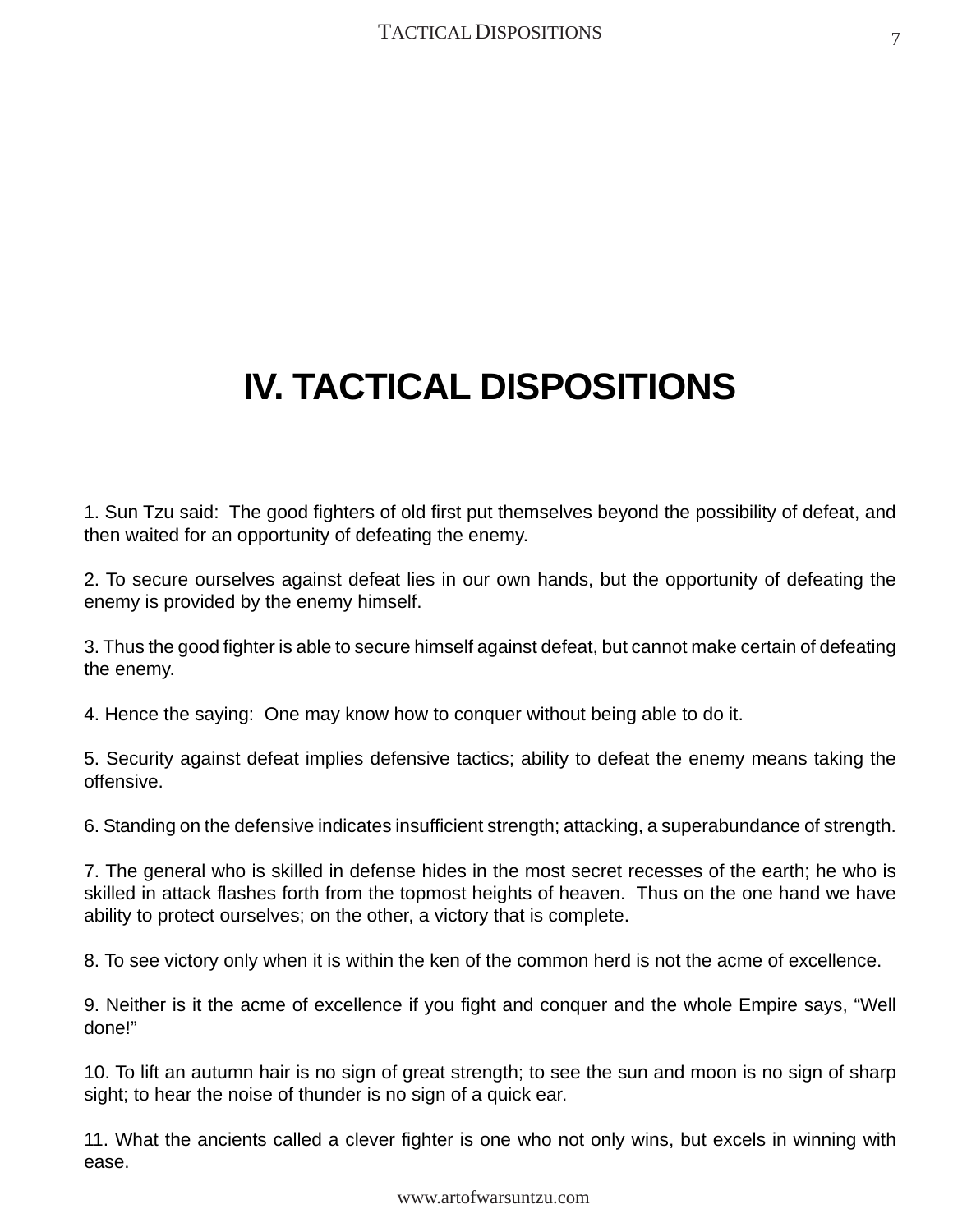# IV. TACTICAL DISPOSITIONS

1. Sun Tzu said: The good fighters of old first put themselves beyond the possibility of defeat, and then waited for an opportunity of defeating the enemy.

2. To secure ourselves against defeat lies in our own hands, but the opportunity of defeating the enemy is provided by the enemy himself.

3. Thus the good fighter is able to secure himself against defeat, but cannot make certain of defeating the enemy.

4. Hence the saying: One may know how to conquer without being able to do it.

5. Security against defeat implies defensive tactics; ability to defeat the enemy means taking the offensive.

6. Standing on the defensive indicates insufficient strength; attacking, a superabundance of strength.

7. The general who is skilled in defense hides in the most secret recesses of the earth; he who is skilled in attack flashes forth from the topmost heights of heaven. Thus on the one hand we have ability to protect ourselves; on the other, a victory that is complete.

8. To see victory only when it is within the ken of the common herd is not the acme of excellence.

9. Neither is it the acme of excellence if you fight and conquer and the whole Empire says, "Well done!"

10. To lift an autumn hair is no sign of great strength; to see the sun and moon is no sign of sharp sight; to hear the noise of thunder is no sign of a quick ear.

11. What the ancients called a clever fighter is one who not only wins, but excels in winning with ease.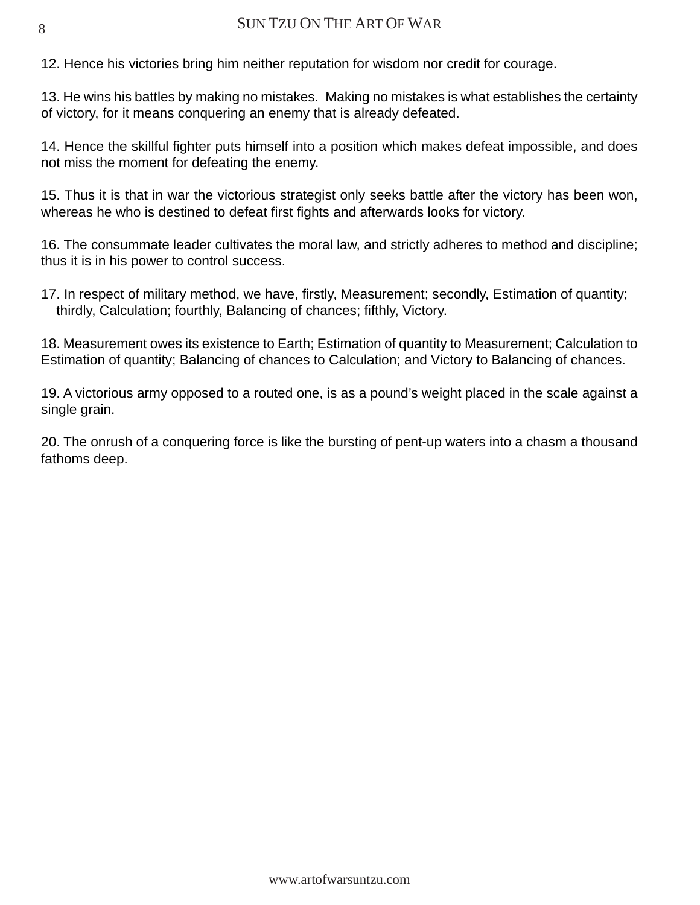12. Hence his victories bring him neither reputation for wisdom nor credit for courage.

13. He wins his battles by making no mistakes. Making no mistakes is what establishes the certainty of victory, for it means conquering an enemy that is already defeated.

14. Hence the skillful fighter puts himself into a position which makes defeat impossible, and does not miss the moment for defeating the enemy.

15. Thus it is that in war the victorious strategist only seeks battle after the victory has been won, whereas he who is destined to defeat first fights and afterwards looks for victory.

16. The consummate leader cultivates the moral law, and strictly adheres to method and discipline; thus it is in his power to control success.

17. In respect of military method, we have, firstly, Measurement; secondly, Estimation of quantity; thirdly, Calculation; fourthly, Balancing of chances; fifthly, Victory.

18. Measurement owes its existence to Earth; Estimation of quantity to Measurement; Calculation to Estimation of quantity; Balancing of chances to Calculation; and Victory to Balancing of chances.

19. A victorious army opposed to a routed one, is as a pound's weight placed in the scale against a single grain.

20. The onrush of a conquering force is like the bursting of pent-up waters into a chasm a thousand fathoms deep.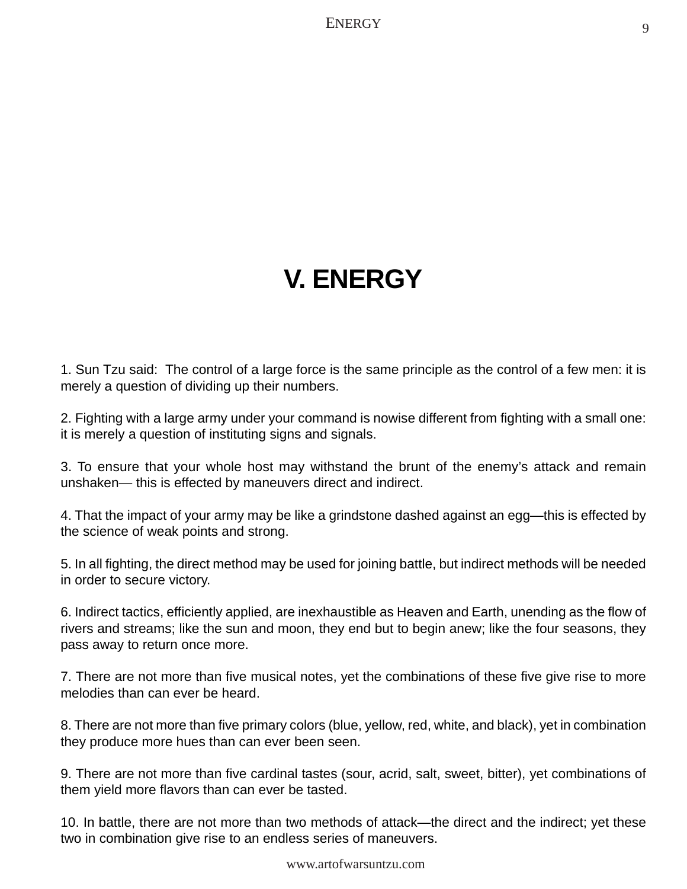# V. ENERGY

1. Sun Tzu said: The control of a large force is the same principle as the control of a few men: it is merely a question of dividing up their numbers.

2. Fighting with a large army under your command is nowise different from fighting with a small one: it is merely a question of instituting signs and signals.

3. To ensure that your whole host may withstand the brunt of the enemy's attack and remain unshaken— this is effected by maneuvers direct and indirect.

4. That the impact of your army may be like a grindstone dashed against an egg—this is effected by the science of weak points and strong.

5. In all fighting, the direct method may be used for joining battle, but indirect methods will be needed in order to secure victory.

6. Indirect tactics, efficiently applied, are inexhaustible as Heaven and Earth, unending as the flow of rivers and streams; like the sun and moon, they end but to begin anew; like the four seasons, they pass away to return once more.

7. There are not more than five musical notes, yet the combinations of these five give rise to more melodies than can ever be heard.

8. There are not more than five primary colors (blue, yellow, red, white, and black), yet in combination they produce more hues than can ever been seen.

9. There are not more than five cardinal tastes (sour, acrid, salt, sweet, bitter), yet combinations of them yield more flavors than can ever be tasted.

10. In battle, there are not more than two methods of attack—the direct and the indirect; yet these two in combination give rise to an endless series of maneuvers.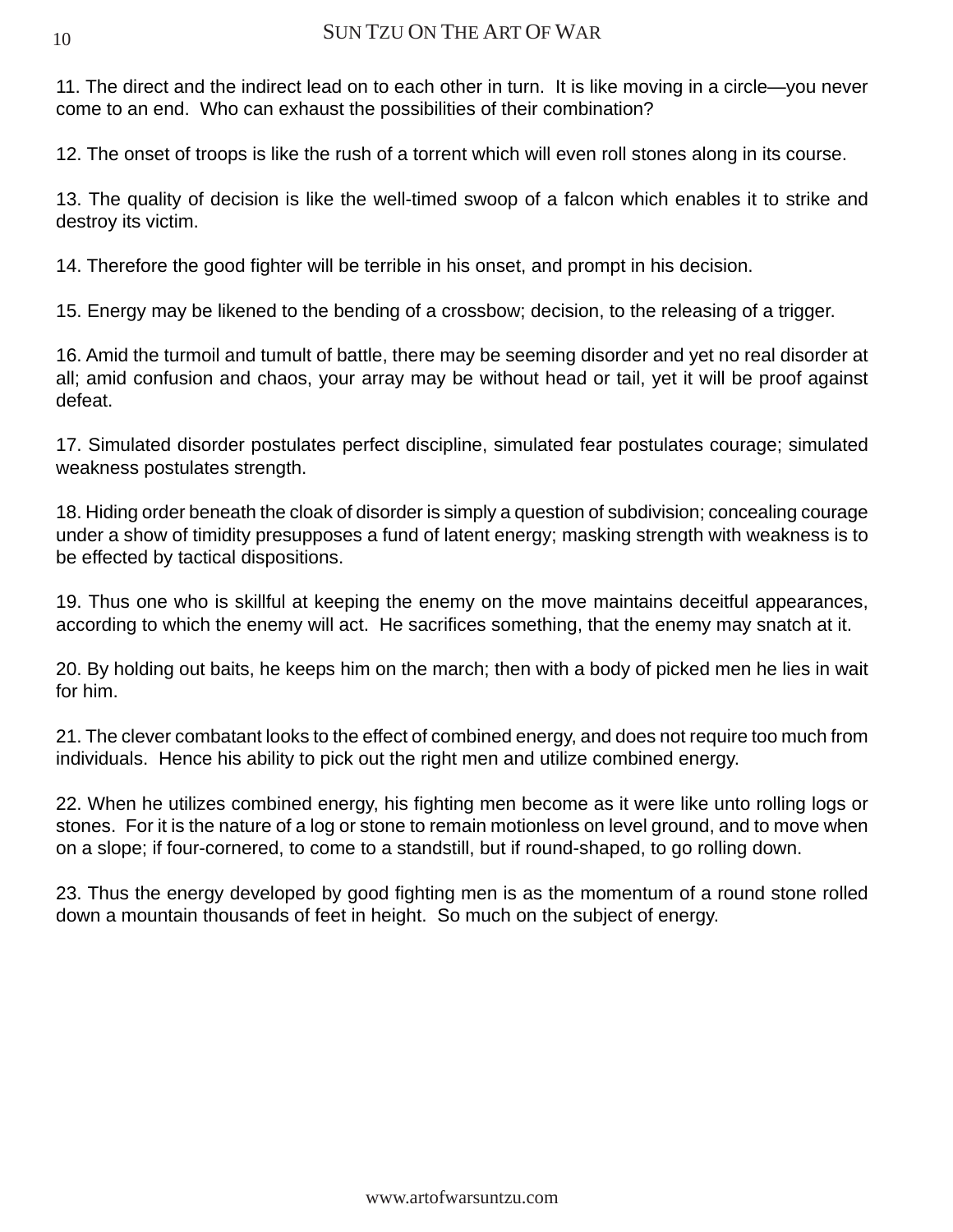11. The direct and the indirect lead on to each other in turn. It is like moving in a circle—you never come to an end. Who can exhaust the possibilities of their combination?

12. The onset of troops is like the rush of a torrent which will even roll stones along in its course.

13. The quality of decision is like the well-timed swoop of a falcon which enables it to strike and destroy its victim.

14. Therefore the good fighter will be terrible in his onset, and prompt in his decision.

15. Energy may be likened to the bending of a crossbow; decision, to the releasing of a trigger.

16. Amid the turmoil and tumult of battle, there may be seeming disorder and yet no real disorder at all; amid confusion and chaos, your array may be without head or tail, yet it will be proof against defeat.

17. Simulated disorder postulates perfect discipline, simulated fear postulates courage; simulated weakness postulates strength.

18. Hiding order beneath the cloak of disorder is simply a question of subdivision; concealing courage under a show of timidity presupposes a fund of latent energy; masking strength with weakness is to be effected by tactical dispositions.

19. Thus one who is skillful at keeping the enemy on the move maintains deceitful appearances, according to which the enemy will act. He sacrifices something, that the enemy may snatch at it.

20. By holding out baits, he keeps him on the march; then with a body of picked men he lies in wait for him.

21. The clever combatant looks to the effect of combined energy, and does not require too much from individuals. Hence his ability to pick out the right men and utilize combined energy.

22. When he utilizes combined energy, his fighting men become as it were like unto rolling logs or stones. For it is the nature of a log or stone to remain motionless on level ground, and to move when on a slope; if four-cornered, to come to a standstill, but if round-shaped, to go rolling down.

23. Thus the energy developed by good fighting men is as the momentum of a round stone rolled down a mountain thousands of feet in height. So much on the subject of energy.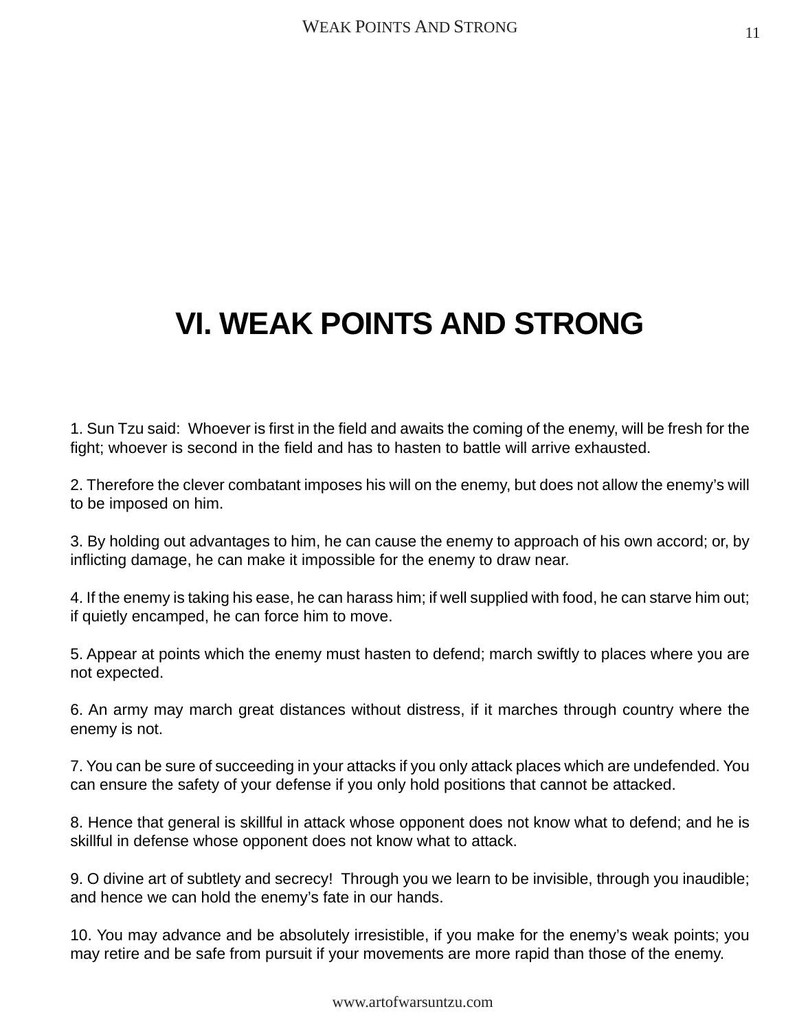# VI. WEAK POINTS AND STRONG

1. Sun Tzu said: Whoever is first in the field and awaits the coming of the enemy, will be fresh for the fight; whoever is second in the field and has to hasten to battle will arrive exhausted.

2. Therefore the clever combatant imposes his will on the enemy, but does not allow the enemy's will to be imposed on him.

3. By holding out advantages to him, he can cause the enemy to approach of his own accord; or, by inflicting damage, he can make it impossible for the enemy to draw near.

4. If the enemy is taking his ease, he can harass him; if well supplied with food, he can starve him out; if quietly encamped, he can force him to move.

5. Appear at points which the enemy must hasten to defend; march swiftly to places where you are not expected.

6. An army may march great distances without distress, if it marches through country where the enemy is not.

7. You can be sure of succeeding in your attacks if you only attack places which are undefended. You can ensure the safety of your defense if you only hold positions that cannot be attacked.

8. Hence that general is skillful in attack whose opponent does not know what to defend; and he is skillful in defense whose opponent does not know what to attack.

9. O divine art of subtlety and secrecy! Through you we learn to be invisible, through you inaudible; and hence we can hold the enemy's fate in our hands.

10. You may advance and be absolutely irresistible, if you make for the enemy's weak points; you may retire and be safe from pursuit if your movements are more rapid than those of the enemy.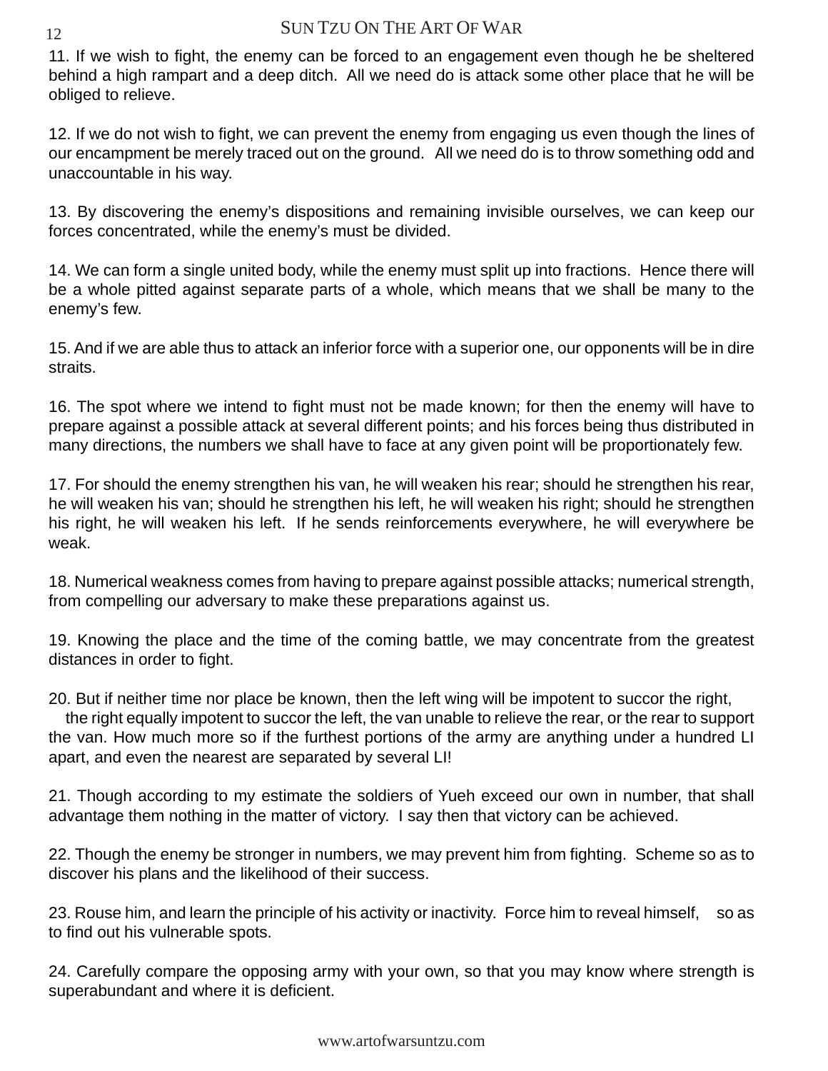11. If we wish to fight, the enemy can be forced to an engagement even though he be sheltered behind a high rampart and a deep ditch. All we need do is attack some other place that he will be obliged to relieve.

12. If we do not wish to fight, we can prevent the enemy from engaging us even though the lines of our encampment be merely traced out on the ground. All we need do is to throw something odd and unaccountable in his way.

13. By discovering the enemy's dispositions and remaining invisible ourselves, we can keep our forces concentrated, while the enemy's must be divided.

14. We can form a single united body, while the enemy must split up into fractions. Hence there will be a whole pitted against separate parts of a whole, which means that we shall be many to the enemy's few.

15. And if we are able thus to attack an inferior force with a superior one, our opponents will be in dire straits.

16. The spot where we intend to fight must not be made known; for then the enemy will have to prepare against a possible attack at several different points; and his forces being thus distributed in many directions, the numbers we shall have to face at any given point will be proportionately few.

17. For should the enemy strengthen his van, he will weaken his rear; should he strengthen his rear, he will weaken his van; should he strengthen his left, he will weaken his right; should he strengthen his right, he will weaken his left. If he sends reinforcements everywhere, he will everywhere be weak.

18. Numerical weakness comes from having to prepare against possible attacks; numerical strength, from compelling our adversary to make these preparations against us.

19. Knowing the place and the time of the coming battle, we may concentrate from the greatest distances in order to fight.

20. But if neither time nor place be known, then the left wing will be impotent to succor the right, the right equally impotent to succor the left, the van unable to relieve the rear, or the rear to support the van. How much more so if the furthest portions of the army are anything under a hundred LI apart, and even the nearest are separated by several LI!

21. Though according to my estimate the soldiers of Yueh exceed our own in number, that shall advantage them nothing in the matter of victory. I say then that victory can be achieved.

22. Though the enemy be stronger in numbers, we may prevent him from fighting. Scheme so as to discover his plans and the likelihood of their success.

23. Rouse him, and learn the principle of his activity or inactivity. Force him to reveal himself, so as to find out his vulnerable spots.

24. Carefully compare the opposing army with your own, so that you may know where strength is superabundant and where it is deficient.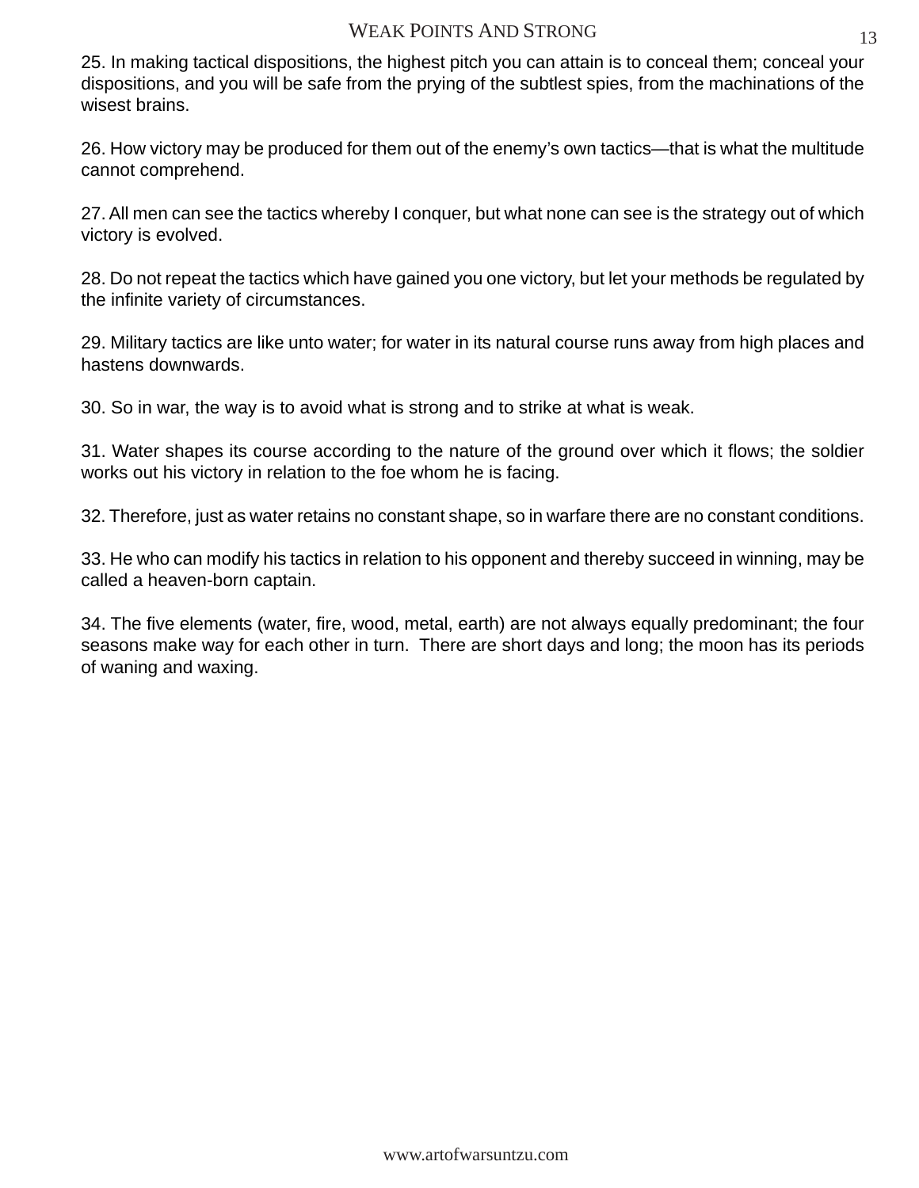25. In making tactical dispositions, the highest pitch you can attain is to conceal them; conceal your dispositions, and you will be safe from the prying of the subtlest spies, from the machinations of the wisest brains.

26. How victory may be produced for them out of the enemy's own tactics—that is what the multitude cannot comprehend.

27. All men can see the tactics whereby I conquer, but what none can see is the strategy out of which victory is evolved.

28. Do not repeat the tactics which have gained you one victory, but let your methods be regulated by the infinite variety of circumstances.

29. Military tactics are like unto water; for water in its natural course runs away from high places and hastens downwards.

30. So in war, the way is to avoid what is strong and to strike at what is weak.

31. Water shapes its course according to the nature of the ground over which it flows; the soldier works out his victory in relation to the foe whom he is facing.

32. Therefore, just as water retains no constant shape, so in warfare there are no constant conditions.

33. He who can modify his tactics in relation to his opponent and thereby succeed in winning, may be called a heaven-born captain.

34. The five elements (water, fire, wood, metal, earth) are not always equally predominant; the four seasons make way for each other in turn. There are short days and long; the moon has its periods of waning and waxing.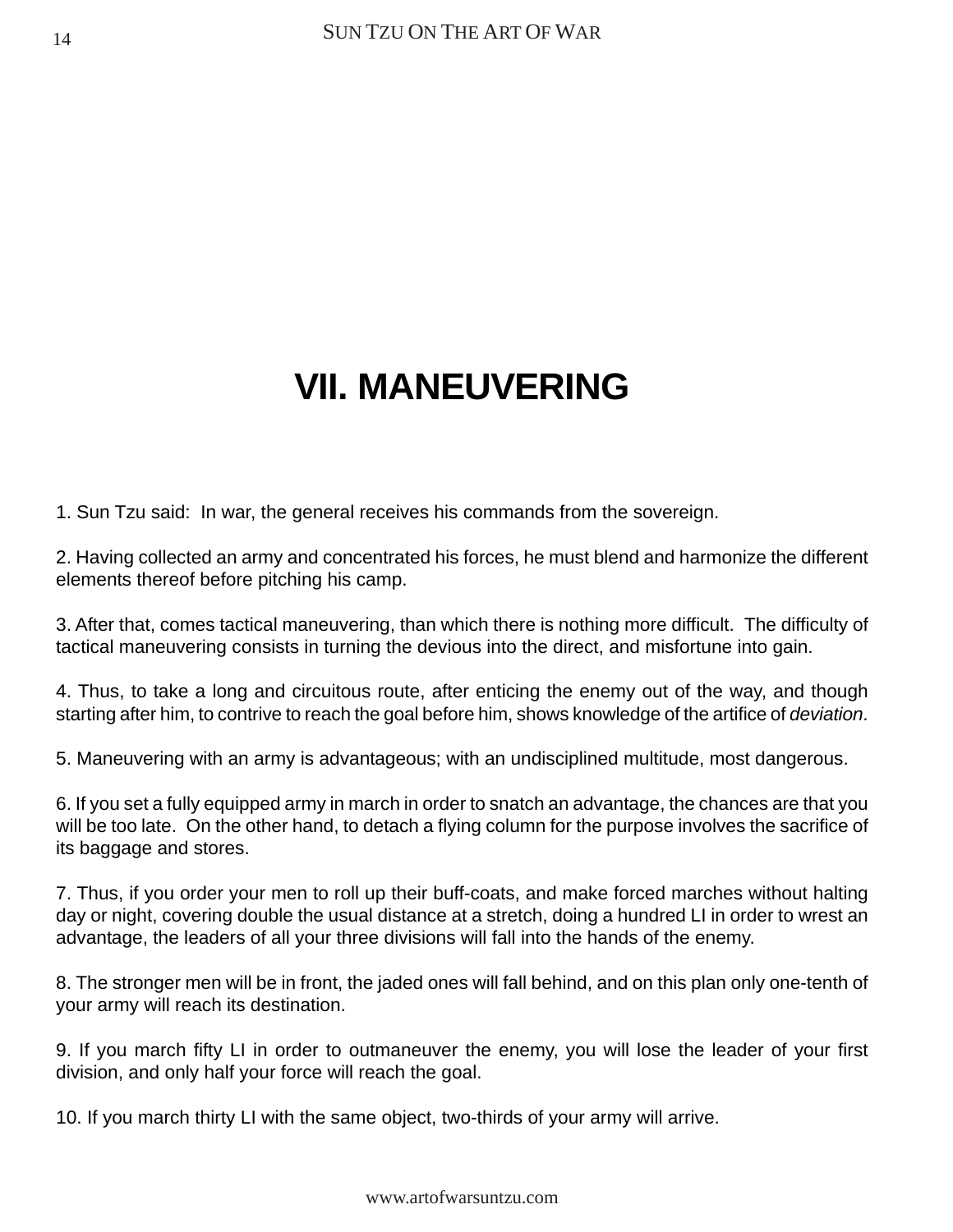# VII. MANEUVERING

1. Sun Tzu said: In war, the general receives his commands from the sovereign.

2. Having collected an army and concentrated his forces, he must blend and harmonize the different elements thereof before pitching his camp.

3. After that, comes tactical maneuvering, than which there is nothing more difficult. The difficulty of tactical maneuvering consists in turning the devious into the direct, and misfortune into gain.

4. Thus, to take a long and circuitous route, after enticing the enemy out of the way, and though starting after him, to contrive to reach the goal before him, shows knowledge of the artifice of *deviation*.

5. Maneuvering with an army is advantageous; with an undisciplined multitude, most dangerous.

6. If you set a fully equipped army in march in order to snatch an advantage, the chances are that you will be too late. On the other hand, to detach a flying column for the purpose involves the sacrifice of its baggage and stores.

7. Thus, if you order your men to roll up their buff-coats, and make forced marches without halting day or night, covering double the usual distance at a stretch, doing a hundred LI in order to wrest an advantage, the leaders of all your three divisions will fall into the hands of the enemy.

8. The stronger men will be in front, the jaded ones will fall behind, and on this plan only one-tenth of your army will reach its destination.

9. If you march fifty LI in order to outmaneuver the enemy, you will lose the leader of your first division, and only half your force will reach the goal.

10. If you march thirty LI with the same object, two-thirds of your army will arrive.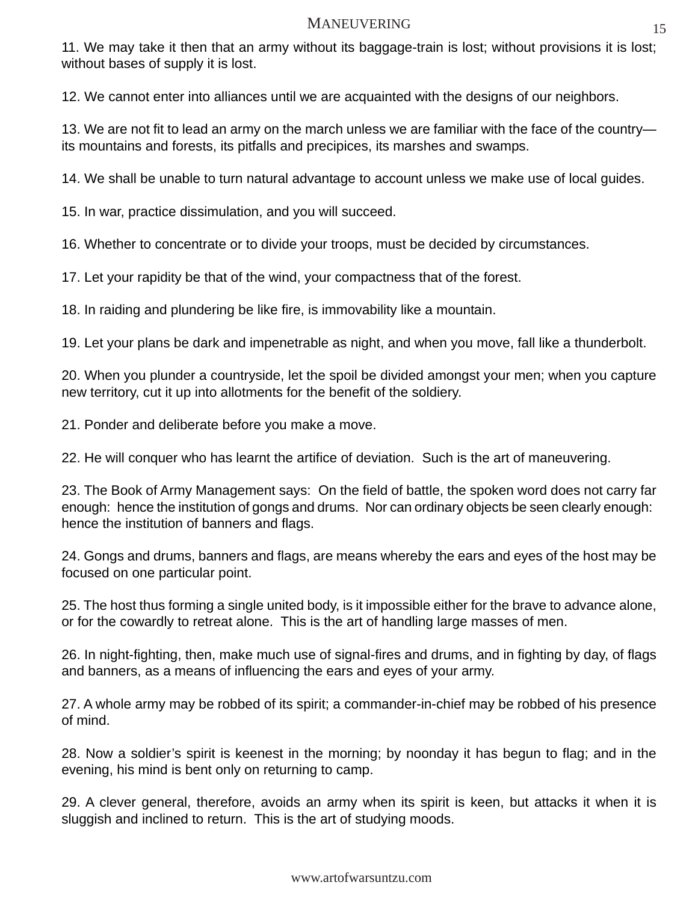11. We may take it then that an army without its baggage-train is lost; without provisions it is lost; without bases of supply it is lost.

12. We cannot enter into alliances until we are acquainted with the designs of our neighbors.

13. We are not fit to lead an army on the march unless we are familiar with the face of the country—its mountains and forests, its pitfalls and precipices, its marshes and swamps.

14. We shall be unable to turn natural advantage to account unless we make use of local guides.

15. In war, practice dissimulation, and you will succeed.

16. Whether to concentrate or to divide your troops, must be decided by circumstances.

17. Let your rapidity be that of the wind, your compactness that of the forest.

18. In raiding and plundering be like fire, is immovability like a mountain.

19. Let your plans be dark and impenetrable as night, and when you move, fall like a thunderbolt.

20. When you plunder a countryside, let the spoil be divided amongst your men; when you capture new territory, cut it up into allotments for the benefit of the soldiery.

21. Ponder and deliberate before you make a move.

22. He will conquer who has learnt the artifice of deviation. Such is the art of maneuvering.

23. The Book of Army Management says: On the field of battle, the spoken word does not carry far enough: hence the institution of gongs and drums. Nor can ordinary objects be seen clearly enough: hence the institution of banners and flags.

24. Gongs and drums, banners and flags, are means whereby the ears and eyes of the host may be focused on one particular point.

25. The host thus forming a single united body, is it impossible either for the brave to advance alone, or for the cowardly to retreat alone. This is the art of handling large masses of men.

26. In night-fighting, then, make much use of signal-fires and drums, and in fighting by day, of flags and banners, as a means of influencing the ears and eyes of your army.

27. A whole army may be robbed of its spirit; a commander-in-chief may be robbed of his presence of mind.

28. Now a soldier's spirit is keenest in the morning; by noonday it has begun to flag; and in the evening, his mind is bent only on returning to camp.

29. A clever general, therefore, avoids an army when its spirit is keen, but attacks it when it is sluggish and inclined to return. This is the art of studying moods.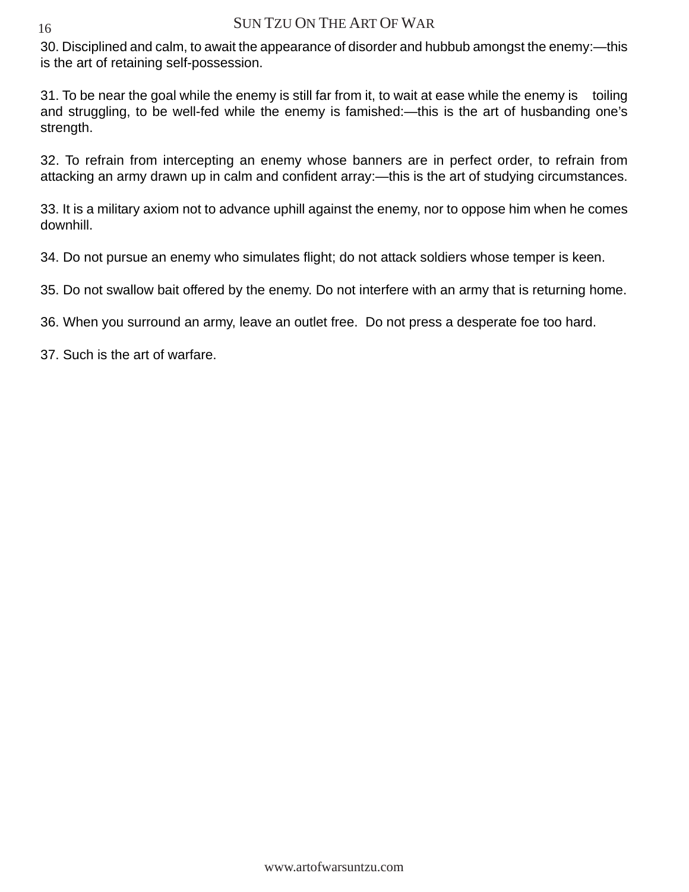30. Disciplined and calm, to await the appearance of disorder and hubbub amongst the enemy:—this is the art of retaining self-possession.

31. To be near the goal while the enemy is still far from it, to wait at ease while the enemy is toiling and struggling, to be well-fed while the enemy is famished:—this is the art of husbanding one's strength.

32. To refrain from intercepting an enemy whose banners are in perfect order, to refrain from attacking an army drawn up in calm and confident array:—this is the art of studying circumstances.

33. It is a military axiom not to advance uphill against the enemy, nor to oppose him when he comes downhill.

34. Do not pursue an enemy who simulates flight; do not attack soldiers whose temper is keen.

35. Do not swallow bait offered by the enemy. Do not interfere with an army that is returning home.

36. When you surround an army, leave an outlet free. Do not press a desperate foe too hard.

37. Such is the art of warfare.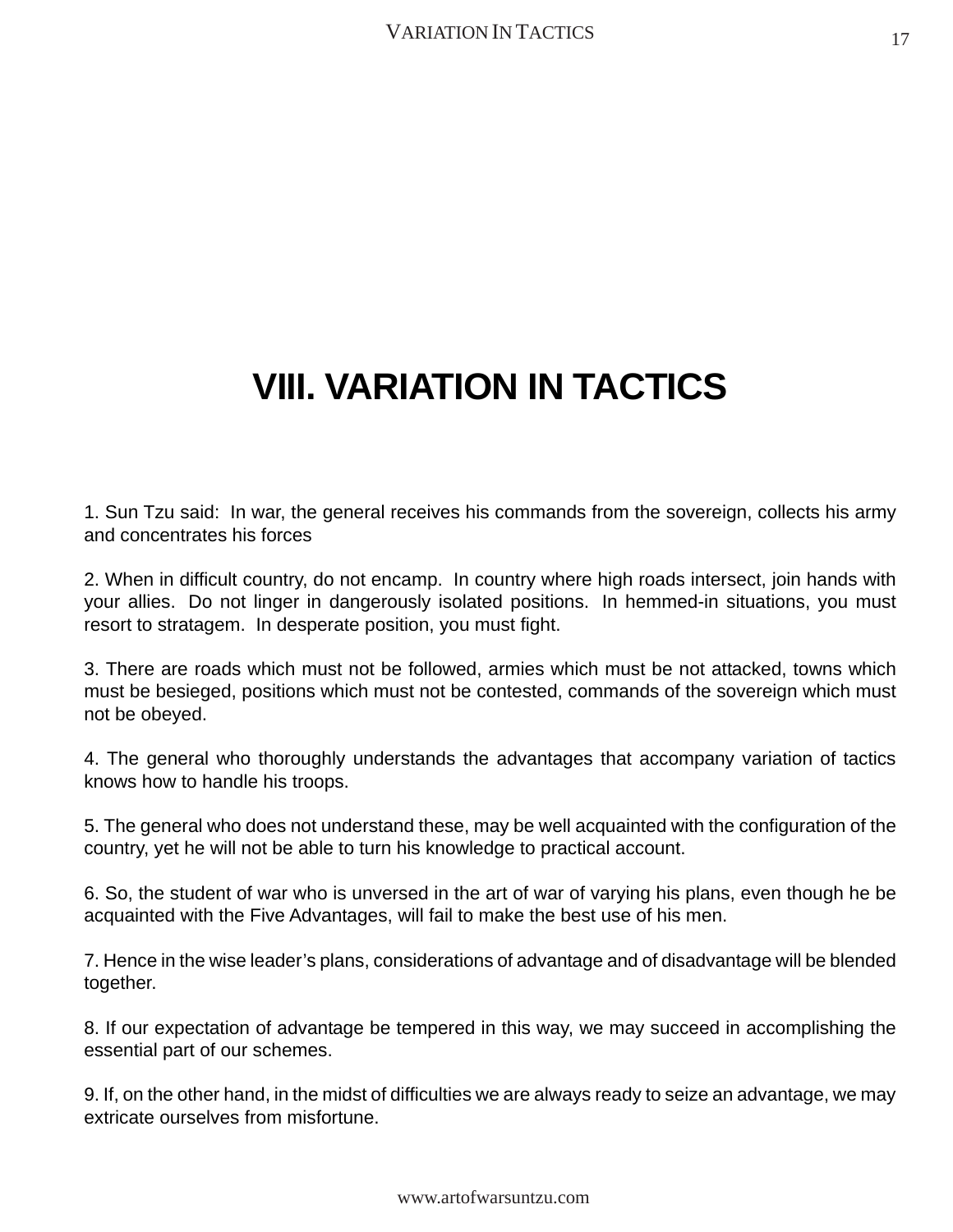# VIII. VARIATION IN TACTICS

1. Sun Tzu said: In war, the general receives his commands from the sovereign, collects his army and concentrates his forces

2. When in difficult country, do not encamp. In country where high roads intersect, join hands with your allies. Do not linger in dangerously isolated positions. In hemmed-in situations, you must resort to stratagem. In desperate position, you must fight.

3. There are roads which must not be followed, armies which must be not attacked, towns which must be besieged, positions which must not be contested, commands of the sovereign which must not be obeyed.

4. The general who thoroughly understands the advantages that accompany variation of tactics knows how to handle his troops.

5. The general who does not understand these, may be well acquainted with the configuration of the country, yet he will not be able to turn his knowledge to practical account.

6. So, the student of war who is unversed in the art of war of varying his plans, even though he be acquainted with the Five Advantages, will fail to make the best use of his men.

7. Hence in the wise leader's plans, considerations of advantage and of disadvantage will be blended together.

8. If our expectation of advantage be tempered in this way, we may succeed in accomplishing the essential part of our schemes.

9. If, on the other hand, in the midst of difficulties we are always ready to seize an advantage, we may extricate ourselves from misfortune.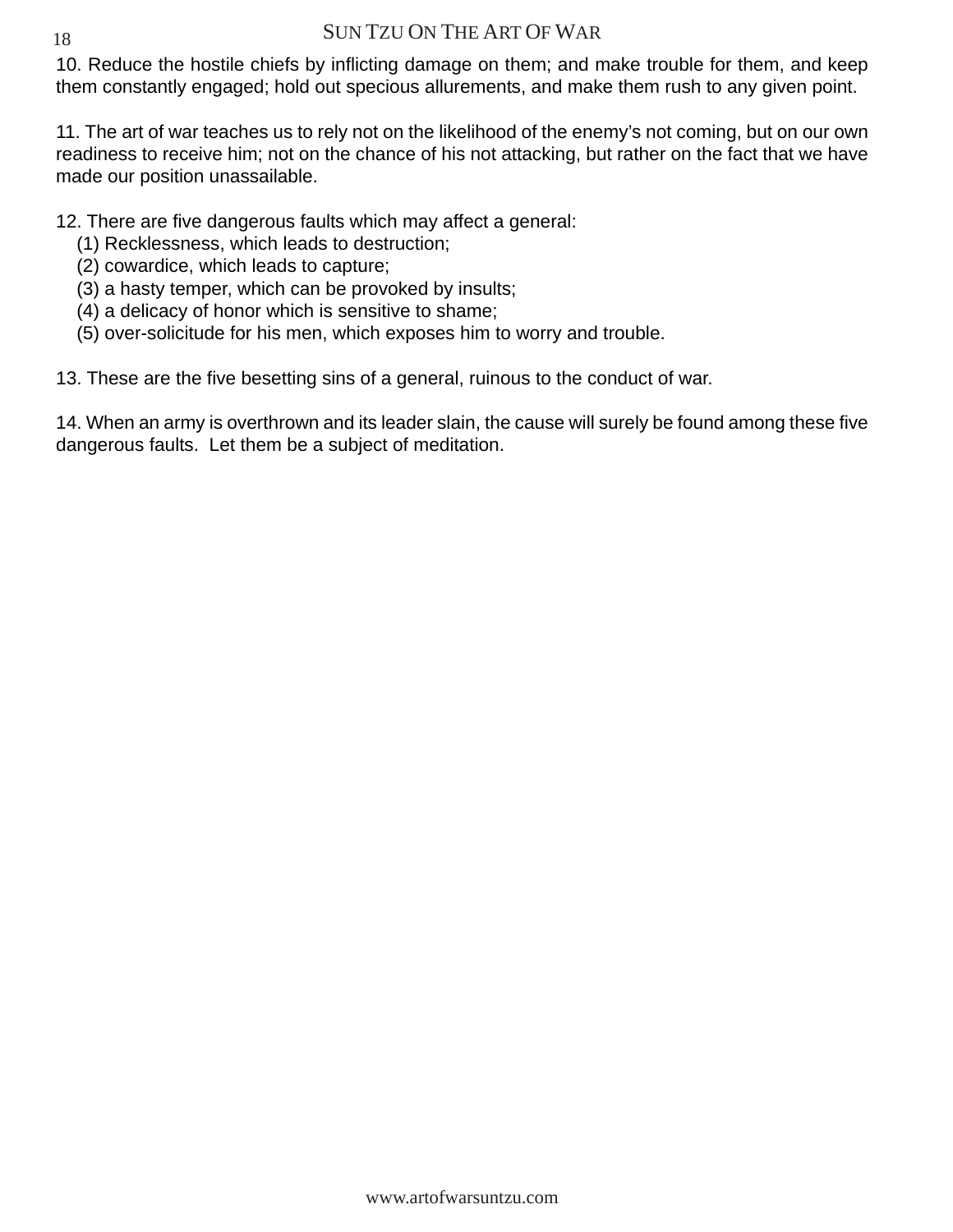10. Reduce the hostile chiefs by inflicting damage on them; and make trouble for them, and keep them constantly engaged; hold out specious allurements, and make them rush to any given point.

11. The art of war teaches us to rely not on the likelihood of the enemy's not coming, but on our own readiness to receive him; not on the chance of his not attacking, but rather on the fact that we have made our position unassailable.

12. There are five dangerous faults which may affect a general:
   (1) Recklessness, which leads to destruction;
   (2) cowardice, which leads to capture;
   (3) a hasty temper, which can be provoked by insults;
   (4) a delicacy of honor which is sensitive to shame;
   (5) over-solicitude for his men, which exposes him to worry and trouble.

13. These are the five besetting sins of a general, ruinous to the conduct of war.

14. When an army is overthrown and its leader slain, the cause will surely be found among these five dangerous faults. Let them be a subject of meditation.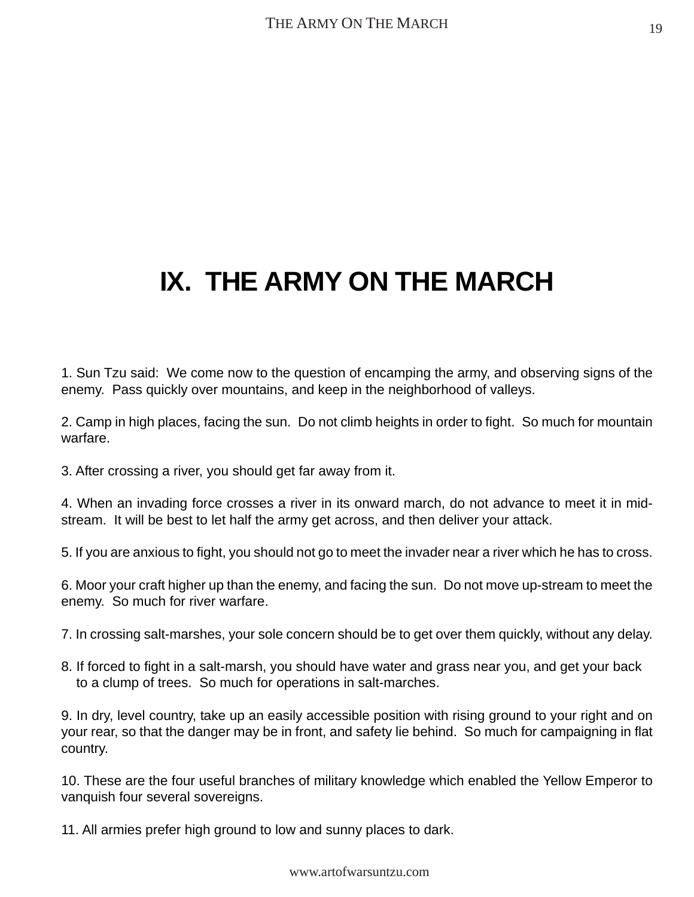# IX.  THE ARMY ON THE MARCH

1. Sun Tzu said:  We come now to the question of encamping the army, and observing signs of the enemy.  Pass quickly over mountains, and keep in the neighborhood of valleys.

2. Camp in high places, facing the sun.  Do not climb heights in order to fight.  So much for mountain warfare.

3. After crossing a river, you should get far away from it.

4. When an invading force crosses a river in its onward march, do not advance to meet it in mid-stream.  It will be best to let half the army get across, and then deliver your attack.

5. If you are anxious to fight, you should not go to meet the invader near a river which he has to cross.

6. Moor your craft higher up than the enemy, and facing the sun.  Do not move up-stream to meet the enemy.  So much for river warfare.

7. In crossing salt-marshes, your sole concern should be to get over them quickly, without any delay.

8. If forced to fight in a salt-marsh, you should have water and grass near you, and get your back to a clump of trees.  So much for operations in salt-marches.

9. In dry, level country, take up an easily accessible position with rising ground to your right and on your rear, so that the danger may be in front, and safety lie behind.  So much for campaigning in flat country.

10. These are the four useful branches of military knowledge which enabled the Yellow Emperor to vanquish four several sovereigns.

11. All armies prefer high ground to low and sunny places to dark.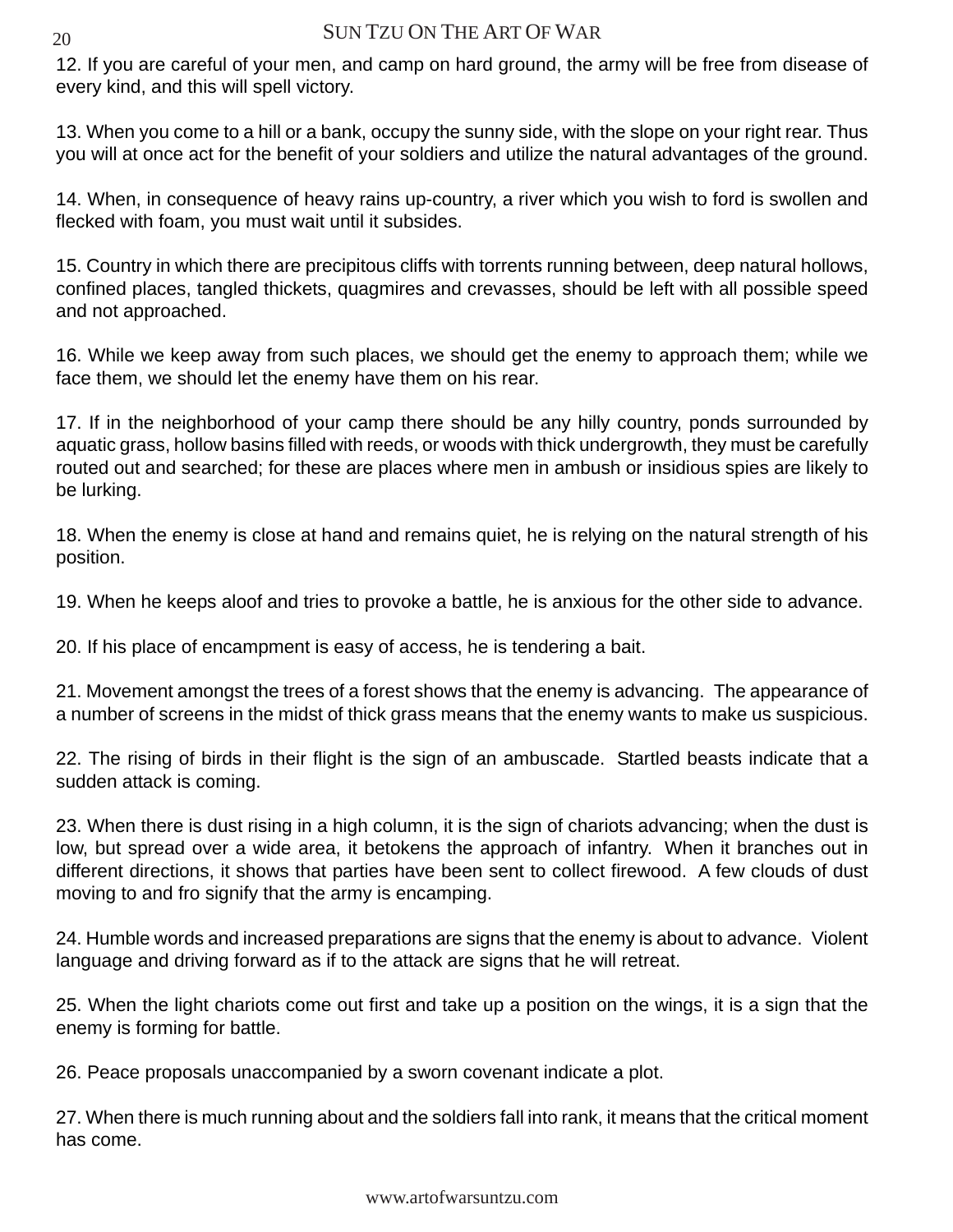12. If you are careful of your men, and camp on hard ground, the army will be free from disease of every kind, and this will spell victory.

13. When you come to a hill or a bank, occupy the sunny side, with the slope on your right rear. Thus you will at once act for the benefit of your soldiers and utilize the natural advantages of the ground.

14. When, in consequence of heavy rains up-country, a river which you wish to ford is swollen and flecked with foam, you must wait until it subsides.

15. Country in which there are precipitous cliffs with torrents running between, deep natural hollows, confined places, tangled thickets, quagmires and crevasses, should be left with all possible speed and not approached.

16. While we keep away from such places, we should get the enemy to approach them; while we face them, we should let the enemy have them on his rear.

17. If in the neighborhood of your camp there should be any hilly country, ponds surrounded by aquatic grass, hollow basins filled with reeds, or woods with thick undergrowth, they must be carefully routed out and searched; for these are places where men in ambush or insidious spies are likely to be lurking.

18. When the enemy is close at hand and remains quiet, he is relying on the natural strength of his position.

19. When he keeps aloof and tries to provoke a battle, he is anxious for the other side to advance.

20. If his place of encampment is easy of access, he is tendering a bait.

21. Movement amongst the trees of a forest shows that the enemy is advancing. The appearance of a number of screens in the midst of thick grass means that the enemy wants to make us suspicious.

22. The rising of birds in their flight is the sign of an ambuscade. Startled beasts indicate that a sudden attack is coming.

23. When there is dust rising in a high column, it is the sign of chariots advancing; when the dust is low, but spread over a wide area, it betokens the approach of infantry. When it branches out in different directions, it shows that parties have been sent to collect firewood. A few clouds of dust moving to and fro signify that the army is encamping.

24. Humble words and increased preparations are signs that the enemy is about to advance. Violent language and driving forward as if to the attack are signs that he will retreat.

25. When the light chariots come out first and take up a position on the wings, it is a sign that the enemy is forming for battle.

26. Peace proposals unaccompanied by a sworn covenant indicate a plot.

27. When there is much running about and the soldiers fall into rank, it means that the critical moment has come.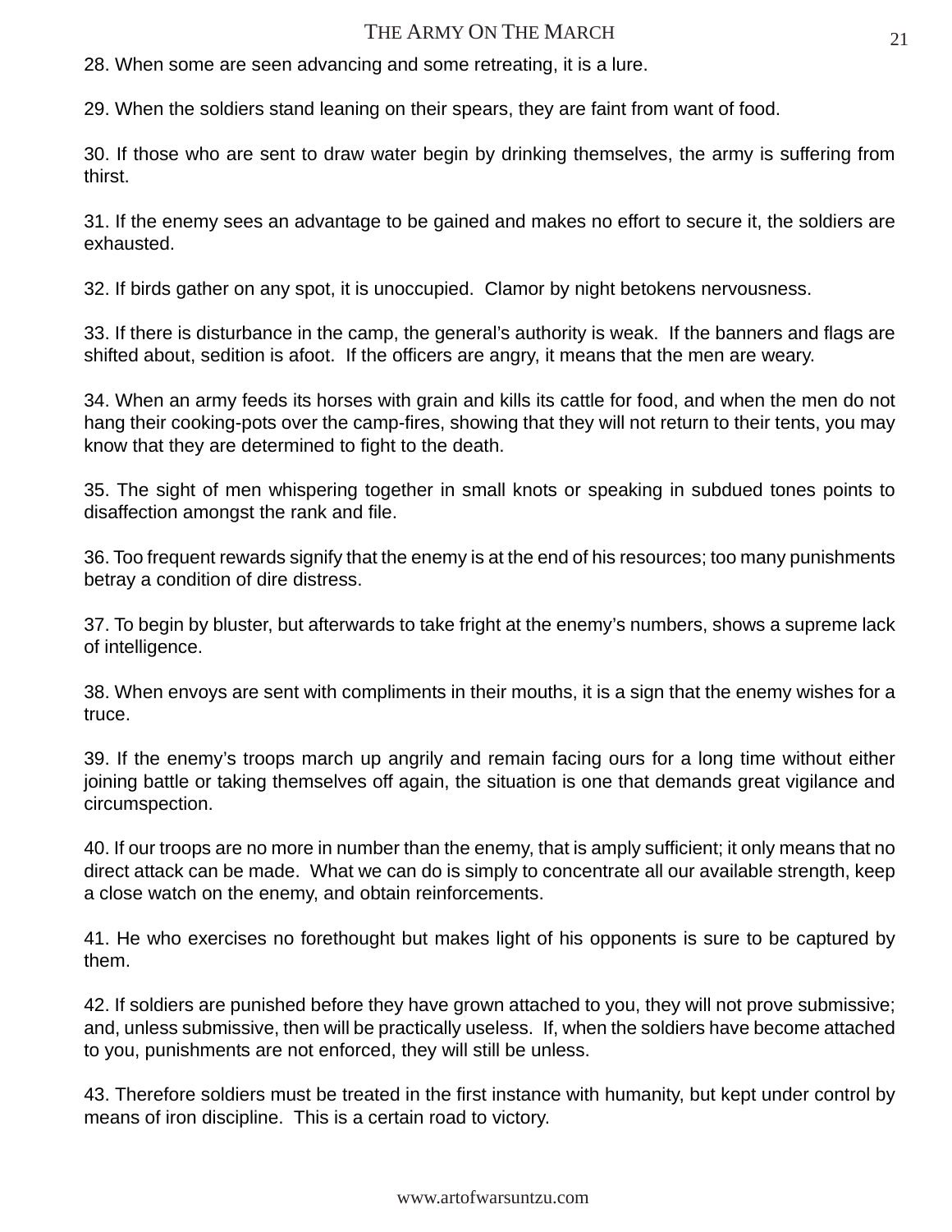28. When some are seen advancing and some retreating, it is a lure.

29. When the soldiers stand leaning on their spears, they are faint from want of food.

30. If those who are sent to draw water begin by drinking themselves, the army is suffering from thirst.

31. If the enemy sees an advantage to be gained and makes no effort to secure it, the soldiers are exhausted.

32. If birds gather on any spot, it is unoccupied. Clamor by night betokens nervousness.

33. If there is disturbance in the camp, the general's authority is weak. If the banners and flags are shifted about, sedition is afoot. If the officers are angry, it means that the men are weary.

34. When an army feeds its horses with grain and kills its cattle for food, and when the men do not hang their cooking-pots over the camp-fires, showing that they will not return to their tents, you may know that they are determined to fight to the death.

35. The sight of men whispering together in small knots or speaking in subdued tones points to disaffection amongst the rank and file.

36. Too frequent rewards signify that the enemy is at the end of his resources; too many punishments betray a condition of dire distress.

37. To begin by bluster, but afterwards to take fright at the enemy's numbers, shows a supreme lack of intelligence.

38. When envoys are sent with compliments in their mouths, it is a sign that the enemy wishes for a truce.

39. If the enemy's troops march up angrily and remain facing ours for a long time without either joining battle or taking themselves off again, the situation is one that demands great vigilance and circumspection.

40. If our troops are no more in number than the enemy, that is amply sufficient; it only means that no direct attack can be made. What we can do is simply to concentrate all our available strength, keep a close watch on the enemy, and obtain reinforcements.

41. He who exercises no forethought but makes light of his opponents is sure to be captured by them.

42. If soldiers are punished before they have grown attached to you, they will not prove submissive; and, unless submissive, then will be practically useless. If, when the soldiers have become attached to you, punishments are not enforced, they will still be unless.

43. Therefore soldiers must be treated in the first instance with humanity, but kept under control by means of iron discipline. This is a certain road to victory.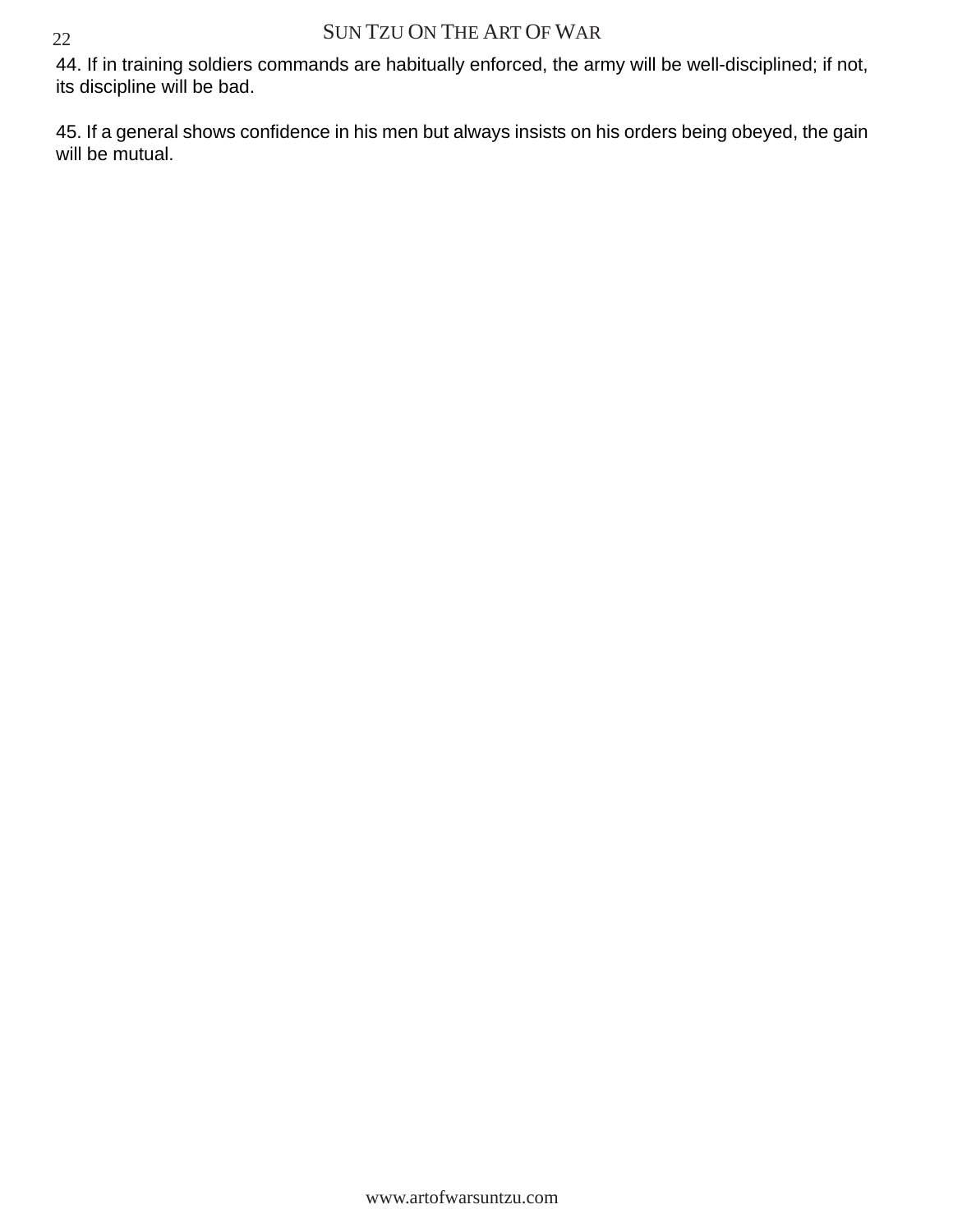44. If in training soldiers commands are habitually enforced, the army will be well-disciplined; if not, its discipline will be bad.

45. If a general shows confidence in his men but always insists on his orders being obeyed, the gain will be mutual.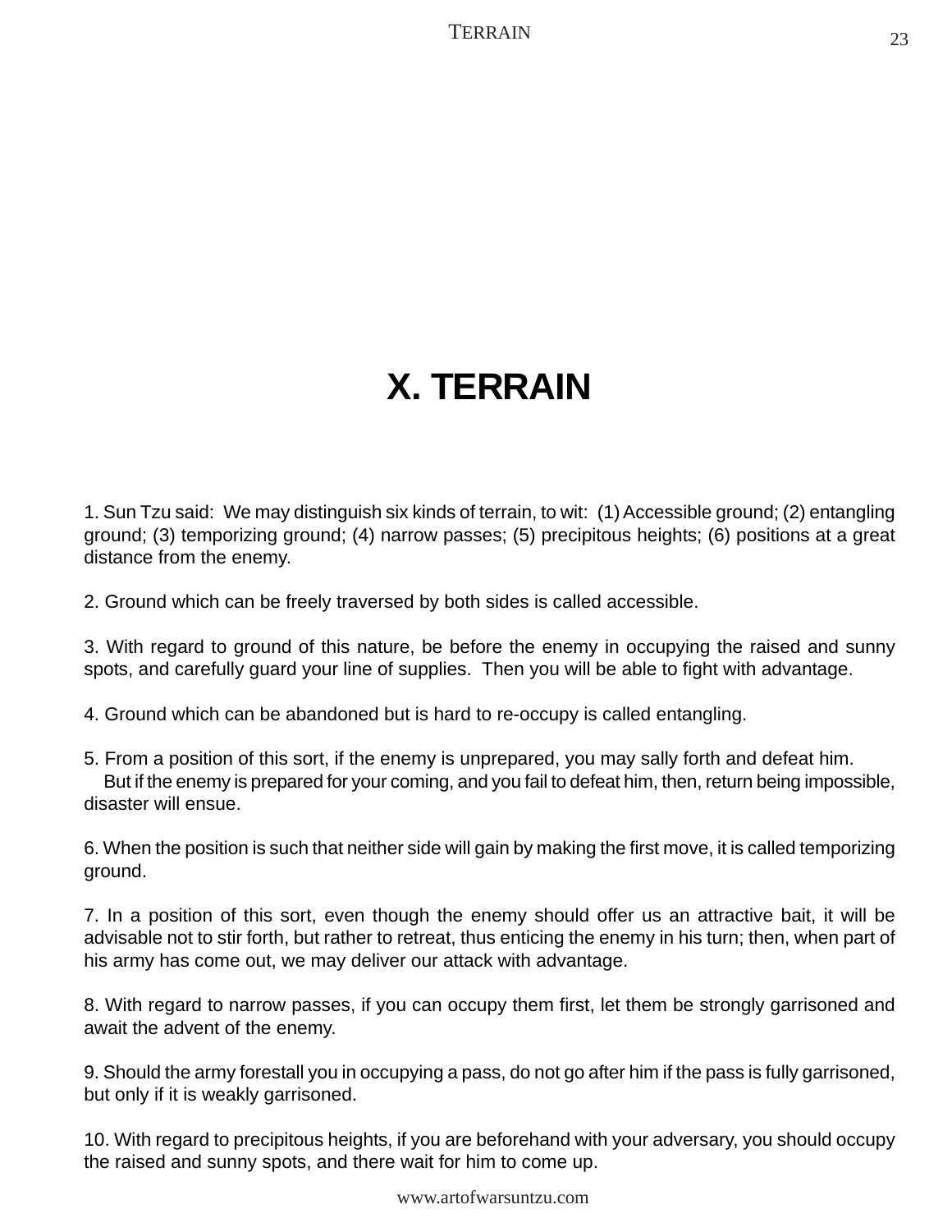# X. TERRAIN

1. Sun Tzu said: We may distinguish six kinds of terrain, to wit: (1) Accessible ground; (2) entangling ground; (3) temporizing ground; (4) narrow passes; (5) precipitous heights; (6) positions at a great distance from the enemy.

2. Ground which can be freely traversed by both sides is called accessible.

3. With regard to ground of this nature, be before the enemy in occupying the raised and sunny spots, and carefully guard your line of supplies. Then you will be able to fight with advantage.

4. Ground which can be abandoned but is hard to re-occupy is called entangling.

5. From a position of this sort, if the enemy is unprepared, you may sally forth and defeat him. But if the enemy is prepared for your coming, and you fail to defeat him, then, return being impossible, disaster will ensue.

6. When the position is such that neither side will gain by making the first move, it is called temporizing ground.

7. In a position of this sort, even though the enemy should offer us an attractive bait, it will be advisable not to stir forth, but rather to retreat, thus enticing the enemy in his turn; then, when part of his army has come out, we may deliver our attack with advantage.

8. With regard to narrow passes, if you can occupy them first, let them be strongly garrisoned and await the advent of the enemy.

9. Should the army forestall you in occupying a pass, do not go after him if the pass is fully garrisoned, but only if it is weakly garrisoned.

10. With regard to precipitous heights, if you are beforehand with your adversary, you should occupy the raised and sunny spots, and there wait for him to come up.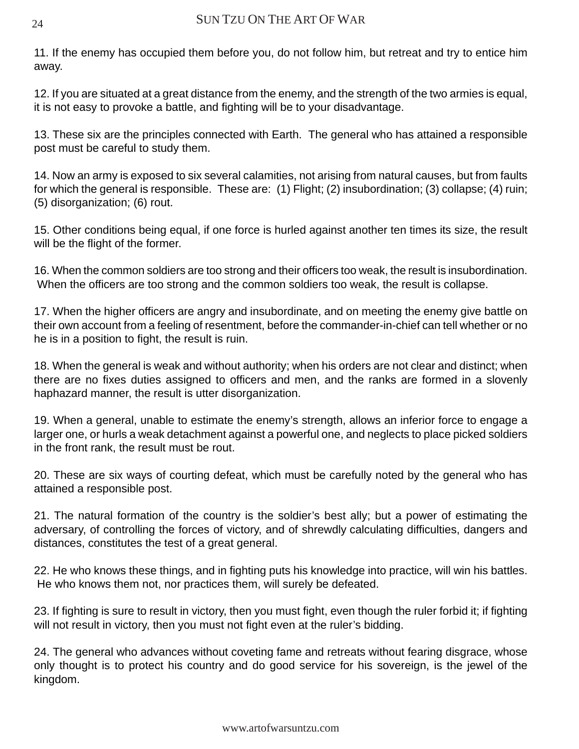11. If the enemy has occupied them before you, do not follow him, but retreat and try to entice him away.

12. If you are situated at a great distance from the enemy, and the strength of the two armies is equal, it is not easy to provoke a battle, and fighting will be to your disadvantage.

13. These six are the principles connected with Earth. The general who has attained a responsible post must be careful to study them.

14. Now an army is exposed to six several calamities, not arising from natural causes, but from faults for which the general is responsible. These are: (1) Flight; (2) insubordination; (3) collapse; (4) ruin; (5) disorganization; (6) rout.

15. Other conditions being equal, if one force is hurled against another ten times its size, the result will be the flight of the former.

16. When the common soldiers are too strong and their officers too weak, the result is insubordination. When the officers are too strong and the common soldiers too weak, the result is collapse.

17. When the higher officers are angry and insubordinate, and on meeting the enemy give battle on their own account from a feeling of resentment, before the commander-in-chief can tell whether or no he is in a position to fight, the result is ruin.

18. When the general is weak and without authority; when his orders are not clear and distinct; when there are no fixes duties assigned to officers and men, and the ranks are formed in a slovenly haphazard manner, the result is utter disorganization.

19. When a general, unable to estimate the enemy's strength, allows an inferior force to engage a larger one, or hurls a weak detachment against a powerful one, and neglects to place picked soldiers in the front rank, the result must be rout.

20. These are six ways of courting defeat, which must be carefully noted by the general who has attained a responsible post.

21. The natural formation of the country is the soldier's best ally; but a power of estimating the adversary, of controlling the forces of victory, and of shrewdly calculating difficulties, dangers and distances, constitutes the test of a great general.

22. He who knows these things, and in fighting puts his knowledge into practice, will win his battles. He who knows them not, nor practices them, will surely be defeated.

23. If fighting is sure to result in victory, then you must fight, even though the ruler forbid it; if fighting will not result in victory, then you must not fight even at the ruler's bidding.

24. The general who advances without coveting fame and retreats without fearing disgrace, whose only thought is to protect his country and do good service for his sovereign, is the jewel of the kingdom.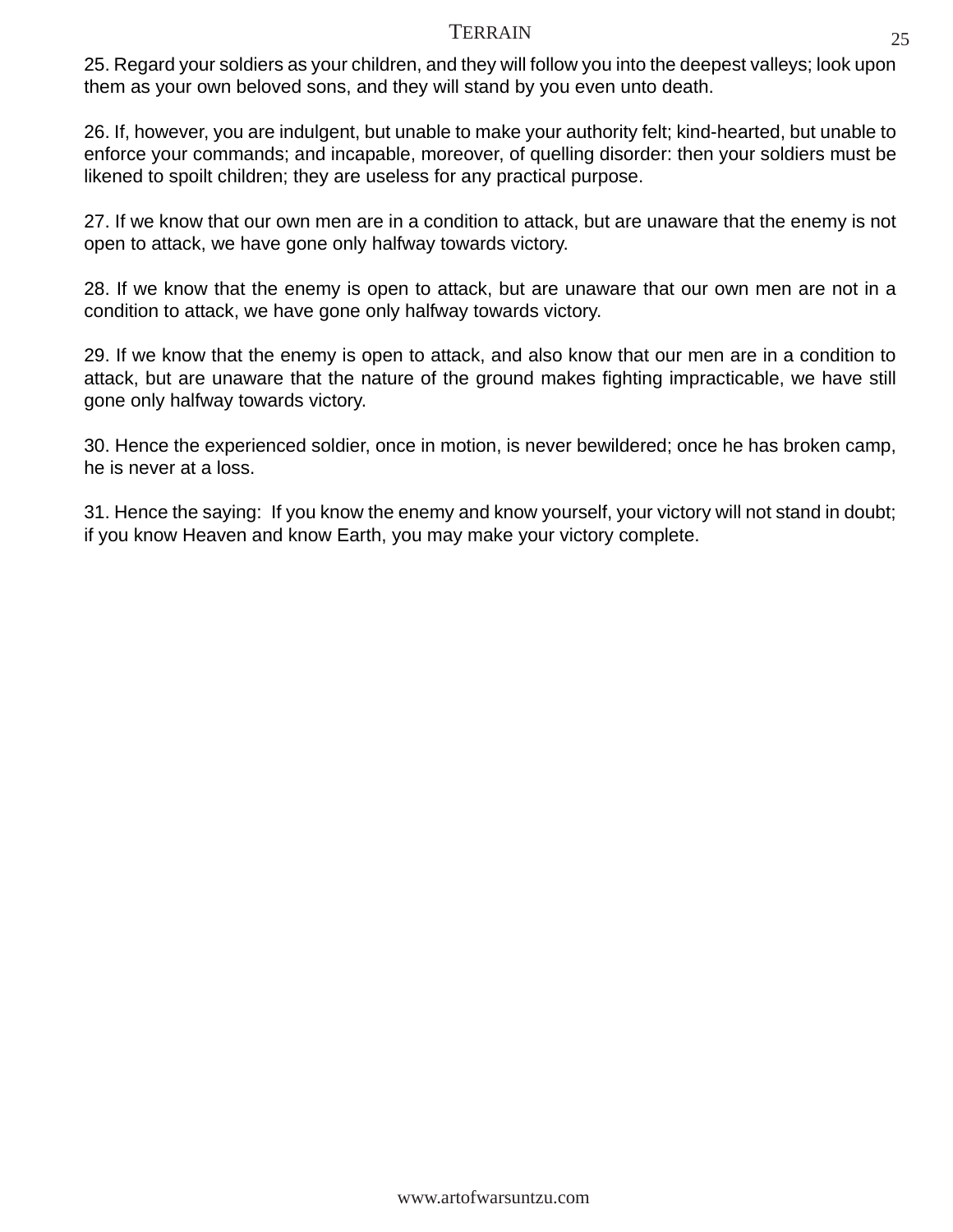25. Regard your soldiers as your children, and they will follow you into the deepest valleys; look upon them as your own beloved sons, and they will stand by you even unto death.

26. If, however, you are indulgent, but unable to make your authority felt; kind-hearted, but unable to enforce your commands; and incapable, moreover, of quelling disorder: then your soldiers must be likened to spoilt children; they are useless for any practical purpose.

27. If we know that our own men are in a condition to attack, but are unaware that the enemy is not open to attack, we have gone only halfway towards victory.

28. If we know that the enemy is open to attack, but are unaware that our own men are not in a condition to attack, we have gone only halfway towards victory.

29. If we know that the enemy is open to attack, and also know that our men are in a condition to attack, but are unaware that the nature of the ground makes fighting impracticable, we have still gone only halfway towards victory.

30. Hence the experienced soldier, once in motion, is never bewildered; once he has broken camp, he is never at a loss.

31. Hence the saying: If you know the enemy and know yourself, your victory will not stand in doubt; if you know Heaven and know Earth, you may make your victory complete.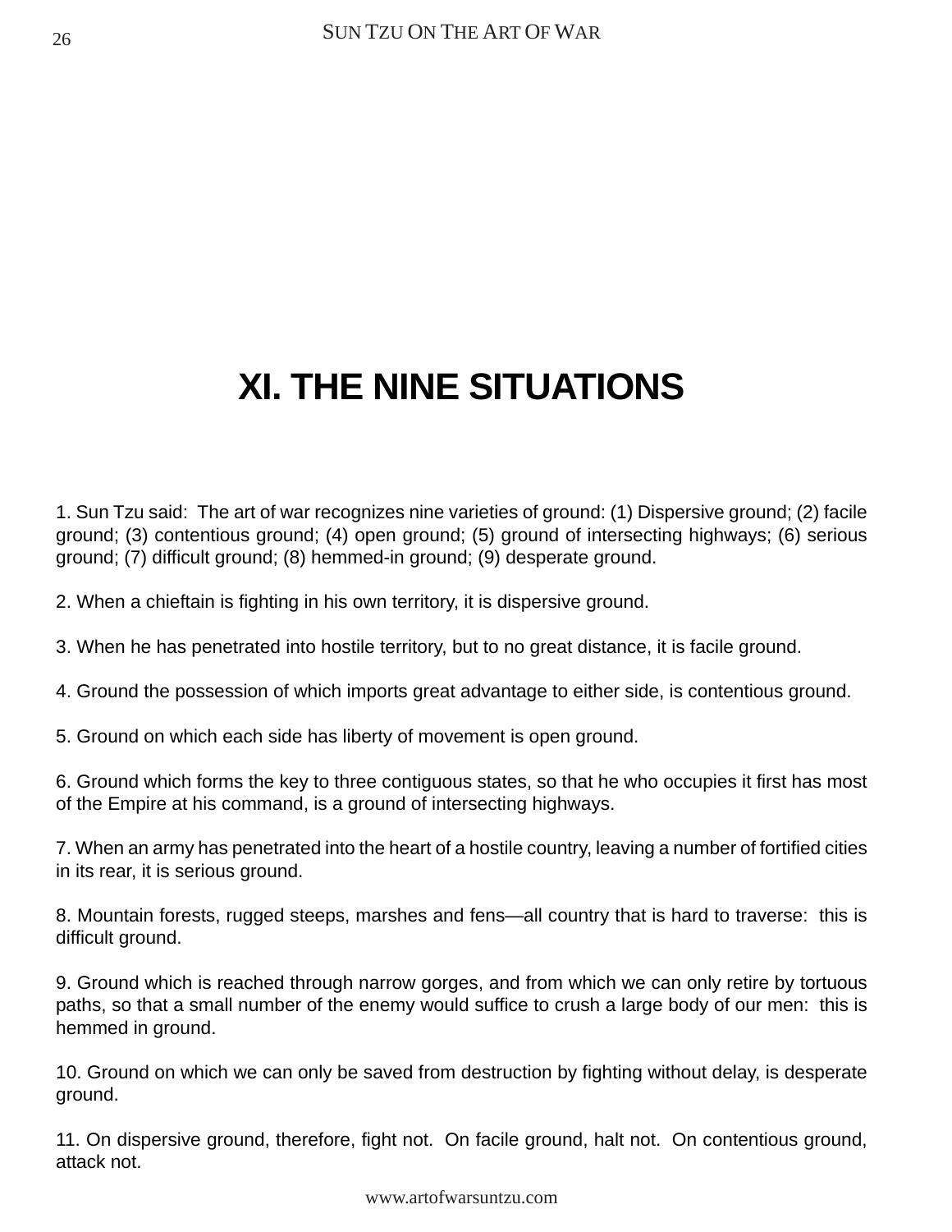# XI. THE NINE SITUATIONS

1. Sun Tzu said: The art of war recognizes nine varieties of ground: (1) Dispersive ground; (2) facile ground; (3) contentious ground; (4) open ground; (5) ground of intersecting highways; (6) serious ground; (7) difficult ground; (8) hemmed-in ground; (9) desperate ground.

2. When a chieftain is fighting in his own territory, it is dispersive ground.

3. When he has penetrated into hostile territory, but to no great distance, it is facile ground.

4. Ground the possession of which imports great advantage to either side, is contentious ground.

5. Ground on which each side has liberty of movement is open ground.

6. Ground which forms the key to three contiguous states, so that he who occupies it first has most of the Empire at his command, is a ground of intersecting highways.

7. When an army has penetrated into the heart of a hostile country, leaving a number of fortified cities in its rear, it is serious ground.

8. Mountain forests, rugged steeps, marshes and fens—all country that is hard to traverse: this is difficult ground.

9. Ground which is reached through narrow gorges, and from which we can only retire by tortuous paths, so that a small number of the enemy would suffice to crush a large body of our men: this is hemmed in ground.

10. Ground on which we can only be saved from destruction by fighting without delay, is desperate ground.

11. On dispersive ground, therefore, fight not. On facile ground, halt not. On contentious ground, attack not.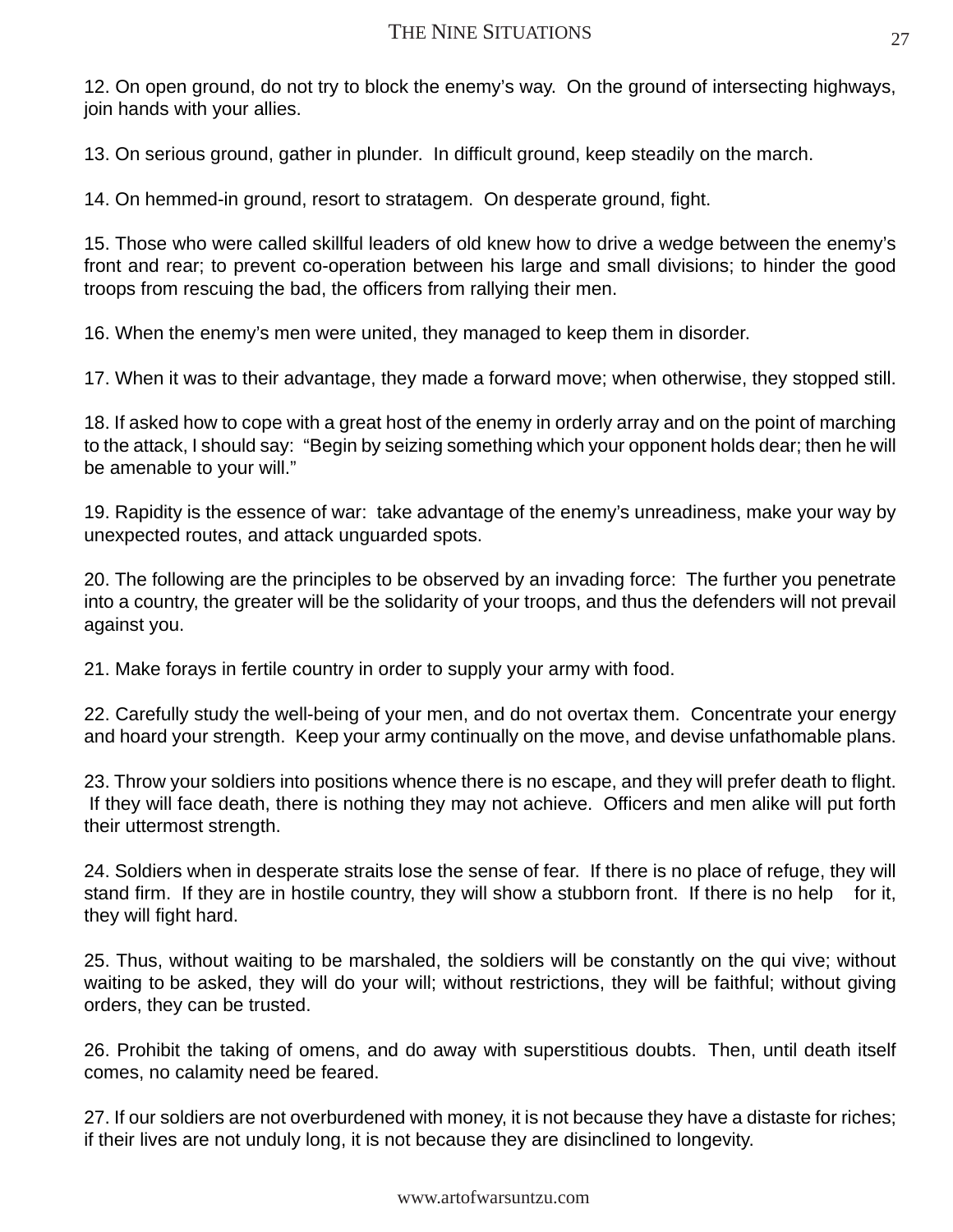12. On open ground, do not try to block the enemy’s way. On the ground of intersecting highways, join hands with your allies.

13. On serious ground, gather in plunder. In difficult ground, keep steadily on the march.

14. On hemmed-in ground, resort to stratagem. On desperate ground, fight.

15. Those who were called skillful leaders of old knew how to drive a wedge between the enemy’s front and rear; to prevent co-operation between his large and small divisions; to hinder the good troops from rescuing the bad, the officers from rallying their men.

16. When the enemy’s men were united, they managed to keep them in disorder.

17. When it was to their advantage, they made a forward move; when otherwise, they stopped still.

18. If asked how to cope with a great host of the enemy in orderly array and on the point of marching to the attack, I should say: “Begin by seizing something which your opponent holds dear; then he will be amenable to your will.”

19. Rapidity is the essence of war: take advantage of the enemy’s unreadiness, make your way by unexpected routes, and attack unguarded spots.

20. The following are the principles to be observed by an invading force: The further you penetrate into a country, the greater will be the solidarity of your troops, and thus the defenders will not prevail against you.

21. Make forays in fertile country in order to supply your army with food.

22. Carefully study the well-being of your men, and do not overtax them. Concentrate your energy and hoard your strength. Keep your army continually on the move, and devise unfathomable plans.

23. Throw your soldiers into positions whence there is no escape, and they will prefer death to flight. If they will face death, there is nothing they may not achieve. Officers and men alike will put forth their uttermost strength.

24. Soldiers when in desperate straits lose the sense of fear. If there is no place of refuge, they will stand firm. If they are in hostile country, they will show a stubborn front. If there is no help for it, they will fight hard.

25. Thus, without waiting to be marshaled, the soldiers will be constantly on the qui vive; without waiting to be asked, they will do your will; without restrictions, they will be faithful; without giving orders, they can be trusted.

26. Prohibit the taking of omens, and do away with superstitious doubts. Then, until death itself comes, no calamity need be feared.

27. If our soldiers are not overburdened with money, it is not because they have a distaste for riches; if their lives are not unduly long, it is not because they are disinclined to longevity.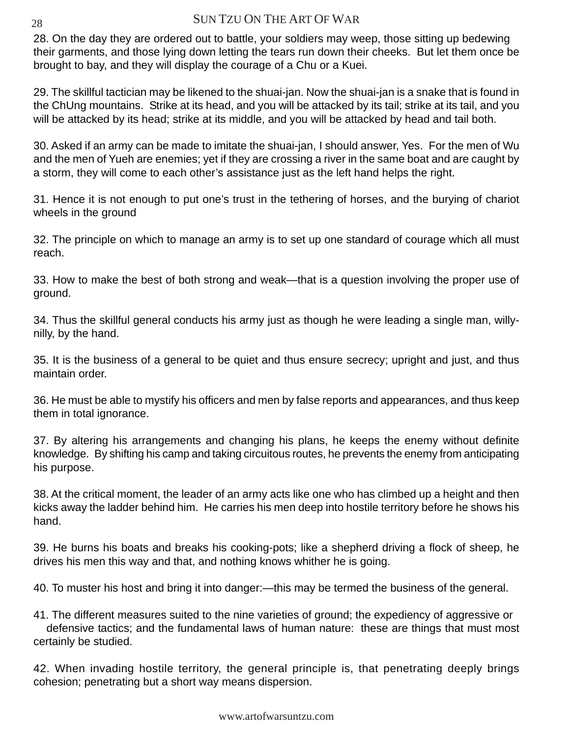28. On the day they are ordered out to battle, your soldiers may weep, those sitting up bedewing their garments, and those lying down letting the tears run down their cheeks. But let them once be brought to bay, and they will display the courage of a Chu or a Kuei.

29. The skillful tactician may be likened to the shuai-jan. Now the shuai-jan is a snake that is found in the ChUng mountains. Strike at its head, and you will be attacked by its tail; strike at its tail, and you will be attacked by its head; strike at its middle, and you will be attacked by head and tail both.

30. Asked if an army can be made to imitate the shuai-jan, I should answer, Yes. For the men of Wu and the men of Yueh are enemies; yet if they are crossing a river in the same boat and are caught by a storm, they will come to each other's assistance just as the left hand helps the right.

31. Hence it is not enough to put one's trust in the tethering of horses, and the burying of chariot wheels in the ground

32. The principle on which to manage an army is to set up one standard of courage which all must reach.

33. How to make the best of both strong and weak—that is a question involving the proper use of ground.

34. Thus the skillful general conducts his army just as though he were leading a single man, willy-nilly, by the hand.

35. It is the business of a general to be quiet and thus ensure secrecy; upright and just, and thus maintain order.

36. He must be able to mystify his officers and men by false reports and appearances, and thus keep them in total ignorance.

37. By altering his arrangements and changing his plans, he keeps the enemy without definite knowledge. By shifting his camp and taking circuitous routes, he prevents the enemy from anticipating his purpose.

38. At the critical moment, the leader of an army acts like one who has climbed up a height and then kicks away the ladder behind him. He carries his men deep into hostile territory before he shows his hand.

39. He burns his boats and breaks his cooking-pots; like a shepherd driving a flock of sheep, he drives his men this way and that, and nothing knows whither he is going.

40. To muster his host and bring it into danger:—this may be termed the business of the general.

41. The different measures suited to the nine varieties of ground; the expediency of aggressive or defensive tactics; and the fundamental laws of human nature: these are things that must most certainly be studied.

42. When invading hostile territory, the general principle is, that penetrating deeply brings cohesion; penetrating but a short way means dispersion.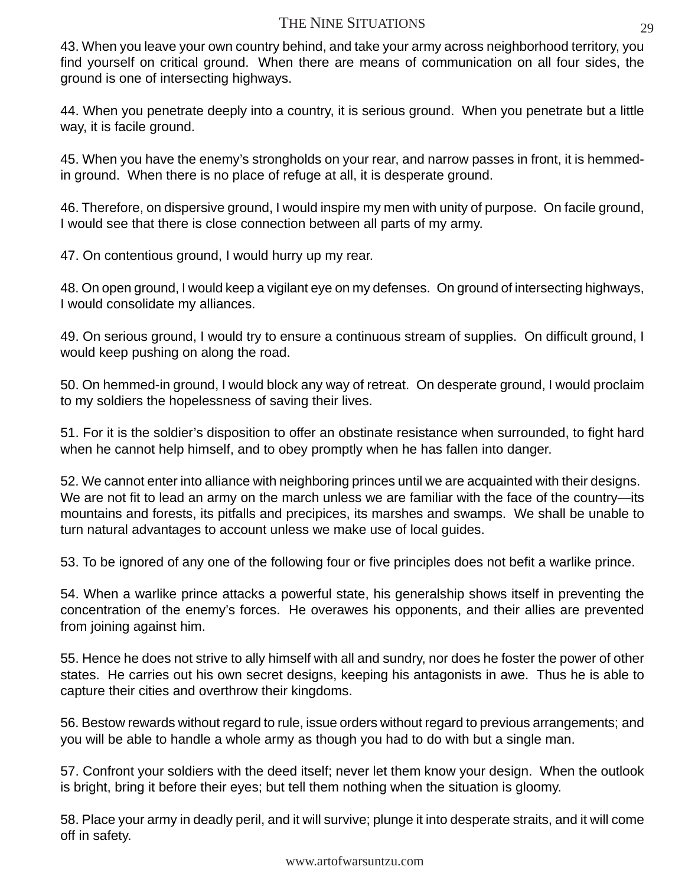43. When you leave your own country behind, and take your army across neighborhood territory, you find yourself on critical ground. When there are means of communication on all four sides, the ground is one of intersecting highways.

44. When you penetrate deeply into a country, it is serious ground. When you penetrate but a little way, it is facile ground.

45. When you have the enemy's strongholds on your rear, and narrow passes in front, it is hemmed-in ground. When there is no place of refuge at all, it is desperate ground.

46. Therefore, on dispersive ground, I would inspire my men with unity of purpose. On facile ground, I would see that there is close connection between all parts of my army.

47. On contentious ground, I would hurry up my rear.

48. On open ground, I would keep a vigilant eye on my defenses. On ground of intersecting highways, I would consolidate my alliances.

49. On serious ground, I would try to ensure a continuous stream of supplies. On difficult ground, I would keep pushing on along the road.

50. On hemmed-in ground, I would block any way of retreat. On desperate ground, I would proclaim to my soldiers the hopelessness of saving their lives.

51. For it is the soldier's disposition to offer an obstinate resistance when surrounded, to fight hard when he cannot help himself, and to obey promptly when he has fallen into danger.

52. We cannot enter into alliance with neighboring princes until we are acquainted with their designs. We are not fit to lead an army on the march unless we are familiar with the face of the country—its mountains and forests, its pitfalls and precipices, its marshes and swamps. We shall be unable to turn natural advantages to account unless we make use of local guides.

53. To be ignored of any one of the following four or five principles does not befit a warlike prince.

54. When a warlike prince attacks a powerful state, his generalship shows itself in preventing the concentration of the enemy's forces. He overawes his opponents, and their allies are prevented from joining against him.

55. Hence he does not strive to ally himself with all and sundry, nor does he foster the power of other states. He carries out his own secret designs, keeping his antagonists in awe. Thus he is able to capture their cities and overthrow their kingdoms.

56. Bestow rewards without regard to rule, issue orders without regard to previous arrangements; and you will be able to handle a whole army as though you had to do with but a single man.

57. Confront your soldiers with the deed itself; never let them know your design. When the outlook is bright, bring it before their eyes; but tell them nothing when the situation is gloomy.

58. Place your army in deadly peril, and it will survive; plunge it into desperate straits, and it will come off in safety.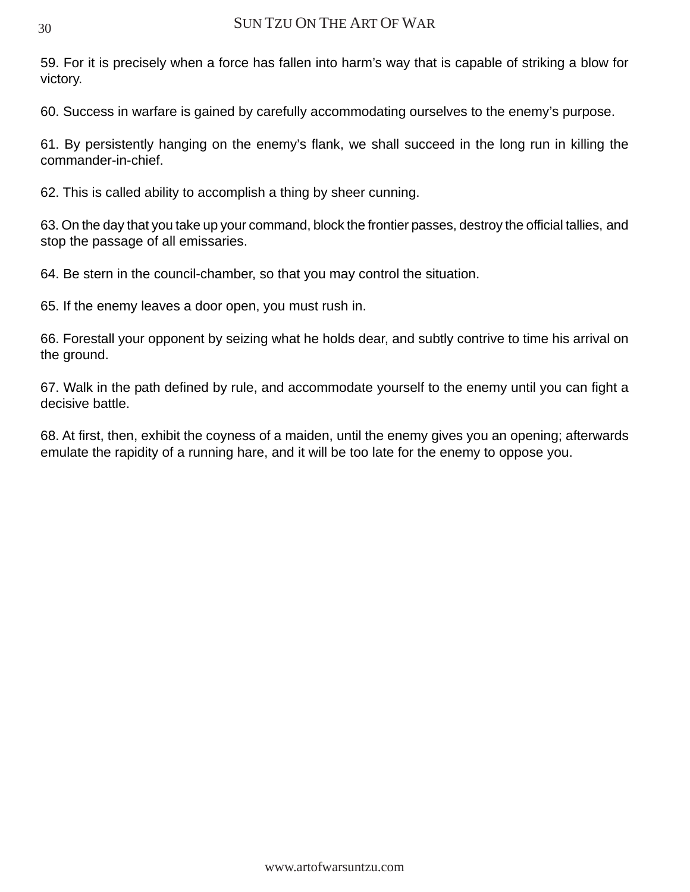59. For it is precisely when a force has fallen into harm’s way that is capable of striking a blow for victory.

60. Success in warfare is gained by carefully accommodating ourselves to the enemy’s purpose.

61. By persistently hanging on the enemy’s flank, we shall succeed in the long run in killing the commander-in-chief.

62. This is called ability to accomplish a thing by sheer cunning.

63. On the day that you take up your command, block the frontier passes, destroy the official tallies, and stop the passage of all emissaries.

64. Be stern in the council-chamber, so that you may control the situation.

65. If the enemy leaves a door open, you must rush in.

66. Forestall your opponent by seizing what he holds dear, and subtly contrive to time his arrival on the ground.

67. Walk in the path defined by rule, and accommodate yourself to the enemy until you can fight a decisive battle.

68. At first, then, exhibit the coyness of a maiden, until the enemy gives you an opening; afterwards emulate the rapidity of a running hare, and it will be too late for the enemy to oppose you.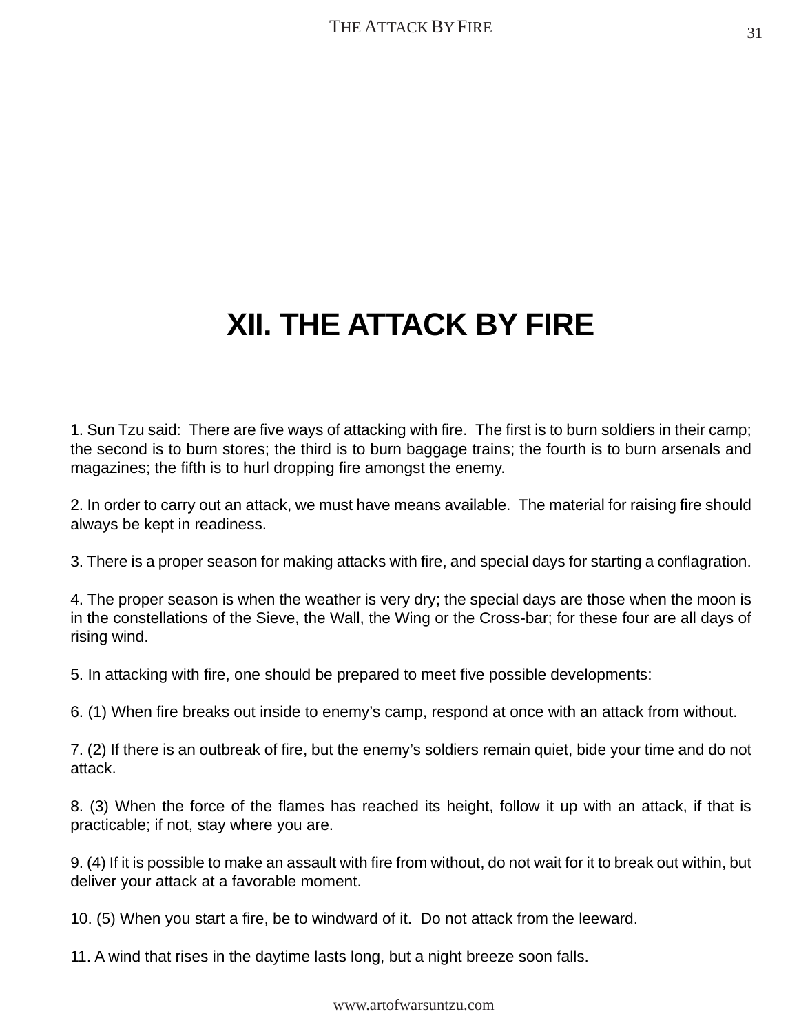# XII. THE ATTACK BY FIRE

1. Sun Tzu said: There are five ways of attacking with fire. The first is to burn soldiers in their camp; the second is to burn stores; the third is to burn baggage trains; the fourth is to burn arsenals and magazines; the fifth is to hurl dropping fire amongst the enemy.

2. In order to carry out an attack, we must have means available. The material for raising fire should always be kept in readiness.

3. There is a proper season for making attacks with fire, and special days for starting a conflagration.

4. The proper season is when the weather is very dry; the special days are those when the moon is in the constellations of the Sieve, the Wall, the Wing or the Cross-bar; for these four are all days of rising wind.

5. In attacking with fire, one should be prepared to meet five possible developments:

6. (1) When fire breaks out inside to enemy's camp, respond at once with an attack from without.

7. (2) If there is an outbreak of fire, but the enemy's soldiers remain quiet, bide your time and do not attack.

8. (3) When the force of the flames has reached its height, follow it up with an attack, if that is practicable; if not, stay where you are.

9. (4) If it is possible to make an assault with fire from without, do not wait for it to break out within, but deliver your attack at a favorable moment.

10. (5) When you start a fire, be to windward of it. Do not attack from the leeward.

11. A wind that rises in the daytime lasts long, but a night breeze soon falls.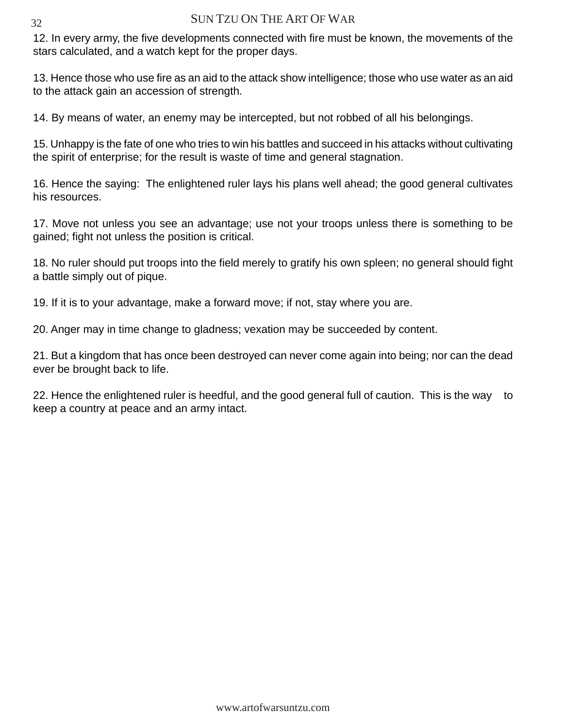12. In every army, the five developments connected with fire must be known, the movements of the stars calculated, and a watch kept for the proper days.

13. Hence those who use fire as an aid to the attack show intelligence; those who use water as an aid to the attack gain an accession of strength.

14. By means of water, an enemy may be intercepted, but not robbed of all his belongings.

15. Unhappy is the fate of one who tries to win his battles and succeed in his attacks without cultivating the spirit of enterprise; for the result is waste of time and general stagnation.

16. Hence the saying: The enlightened ruler lays his plans well ahead; the good general cultivates his resources.

17. Move not unless you see an advantage; use not your troops unless there is something to be gained; fight not unless the position is critical.

18. No ruler should put troops into the field merely to gratify his own spleen; no general should fight a battle simply out of pique.

19. If it is to your advantage, make a forward move; if not, stay where you are.

20. Anger may in time change to gladness; vexation may be succeeded by content.

21. But a kingdom that has once been destroyed can never come again into being; nor can the dead ever be brought back to life.

22. Hence the enlightened ruler is heedful, and the good general full of caution. This is the way to keep a country at peace and an army intact.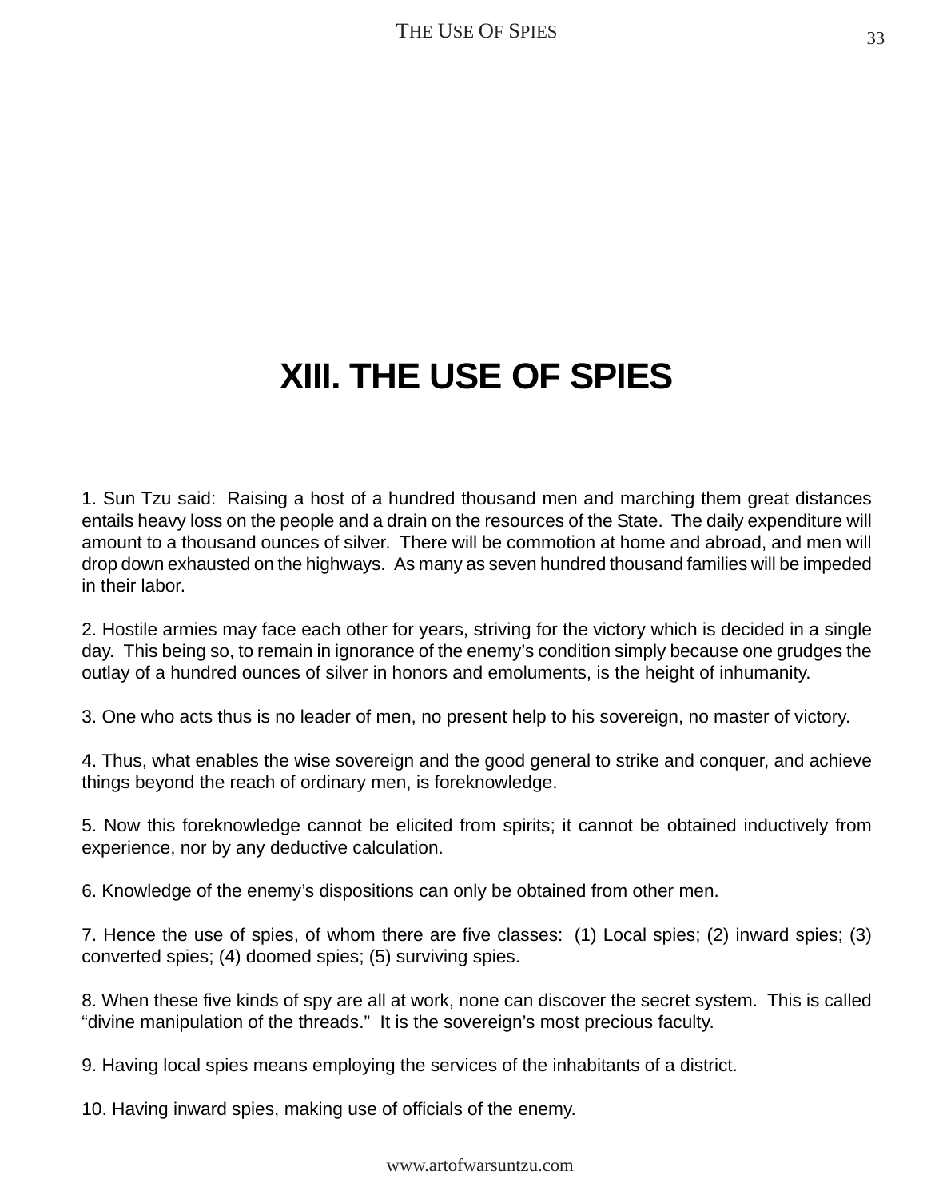# XIII. THE USE OF SPIES

1. Sun Tzu said: Raising a host of a hundred thousand men and marching them great distances entails heavy loss on the people and a drain on the resources of the State. The daily expenditure will amount to a thousand ounces of silver. There will be commotion at home and abroad, and men will drop down exhausted on the highways. As many as seven hundred thousand families will be impeded in their labor.

2. Hostile armies may face each other for years, striving for the victory which is decided in a single day. This being so, to remain in ignorance of the enemy's condition simply because one grudges the outlay of a hundred ounces of silver in honors and emoluments, is the height of inhumanity.

3. One who acts thus is no leader of men, no present help to his sovereign, no master of victory.

4. Thus, what enables the wise sovereign and the good general to strike and conquer, and achieve things beyond the reach of ordinary men, is foreknowledge.

5. Now this foreknowledge cannot be elicited from spirits; it cannot be obtained inductively from experience, nor by any deductive calculation.

6. Knowledge of the enemy's dispositions can only be obtained from other men.

7. Hence the use of spies, of whom there are five classes: (1) Local spies; (2) inward spies; (3) converted spies; (4) doomed spies; (5) surviving spies.

8. When these five kinds of spy are all at work, none can discover the secret system. This is called "divine manipulation of the threads." It is the sovereign's most precious faculty.

9. Having local spies means employing the services of the inhabitants of a district.

10. Having inward spies, making use of officials of the enemy.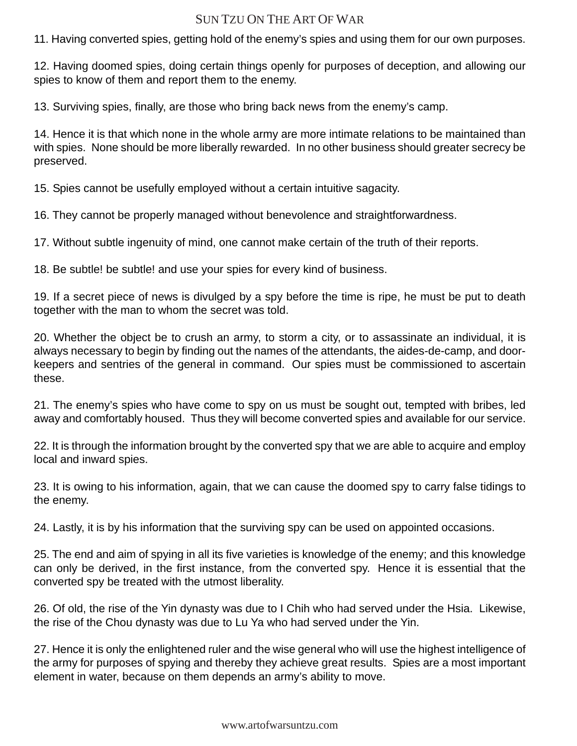11. Having converted spies, getting hold of the enemy's spies and using them for our own purposes.

12. Having doomed spies, doing certain things openly for purposes of deception, and allowing our spies to know of them and report them to the enemy.

13. Surviving spies, finally, are those who bring back news from the enemy's camp.

14. Hence it is that which none in the whole army are more intimate relations to be maintained than with spies. None should be more liberally rewarded. In no other business should greater secrecy be preserved.

15. Spies cannot be usefully employed without a certain intuitive sagacity.

16. They cannot be properly managed without benevolence and straightforwardness.

17. Without subtle ingenuity of mind, one cannot make certain of the truth of their reports.

18. Be subtle! be subtle! and use your spies for every kind of business.

19. If a secret piece of news is divulged by a spy before the time is ripe, he must be put to death together with the man to whom the secret was told.

20. Whether the object be to crush an army, to storm a city, or to assassinate an individual, it is always necessary to begin by finding out the names of the attendants, the aides-de-camp, and door-keepers and sentries of the general in command. Our spies must be commissioned to ascertain these.

21. The enemy's spies who have come to spy on us must be sought out, tempted with bribes, led away and comfortably housed. Thus they will become converted spies and available for our service.

22. It is through the information brought by the converted spy that we are able to acquire and employ local and inward spies.

23. It is owing to his information, again, that we can cause the doomed spy to carry false tidings to the enemy.

24. Lastly, it is by his information that the surviving spy can be used on appointed occasions.

25. The end and aim of spying in all its five varieties is knowledge of the enemy; and this knowledge can only be derived, in the first instance, from the converted spy. Hence it is essential that the converted spy be treated with the utmost liberality.

26. Of old, the rise of the Yin dynasty was due to I Chih who had served under the Hsia. Likewise, the rise of the Chou dynasty was due to Lu Ya who had served under the Yin.

27. Hence it is only the enlightened ruler and the wise general who will use the highest intelligence of the army for purposes of spying and thereby they achieve great results. Spies are a most important element in water, because on them depends an army's ability to move.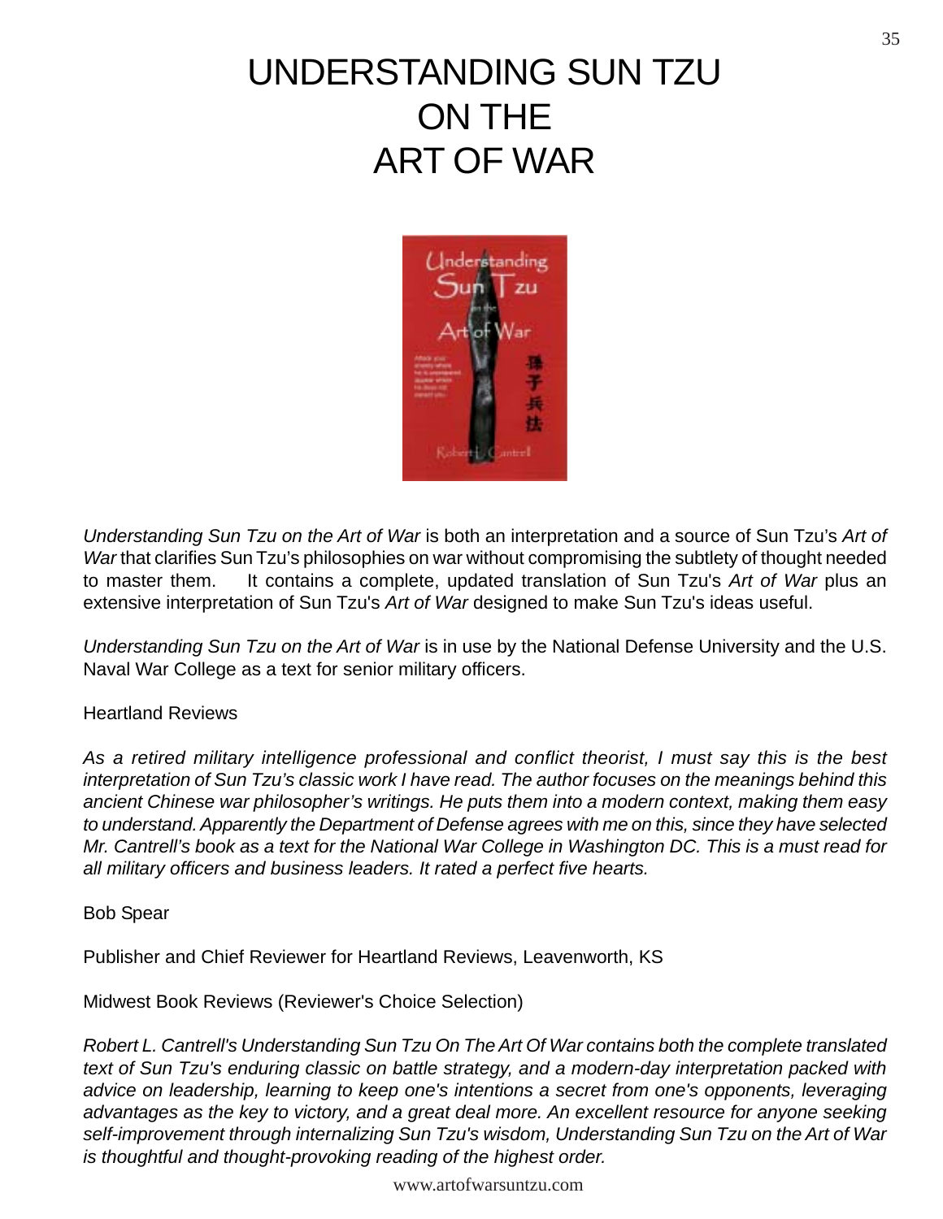# UNDERSTANDING SUN TZU ON THE ART OF WAR

*Understanding Sun Tzu on the Art of War* is both an interpretation and a source of Sun Tzu's *Art of War* that clarifies Sun Tzu's philosophies on war without compromising the subtlety of thought needed to master them. It contains a complete, updated translation of Sun Tzu's *Art of War* plus an extensive interpretation of Sun Tzu's *Art of War* designed to make Sun Tzu's ideas useful.

*Understanding Sun Tzu on the Art of War* is in use by the National Defense University and the U.S. Naval War College as a text for senior military officers.

Heartland Reviews

*As a retired military intelligence professional and conflict theorist, I must say this is the best interpretation of Sun Tzu's classic work I have read. The author focuses on the meanings behind this ancient Chinese war philosopher's writings. He puts them into a modern context, making them easy to understand. Apparently the Department of Defense agrees with me on this, since they have selected Mr. Cantrell's book as a text for the National War College in Washington DC. This is a must read for all military officers and business leaders. It rated a perfect five hearts.*

Bob Spear

Publisher and Chief Reviewer for Heartland Reviews, Leavenworth, KS

Midwest Book Reviews (Reviewer's Choice Selection)

*Robert L. Cantrell's Understanding Sun Tzu On The Art Of War contains both the complete translated text of Sun Tzu's enduring classic on battle strategy, and a modern-day interpretation packed with advice on leadership, learning to keep one's intentions a secret from one's opponents, leveraging advantages as the key to victory, and a great deal more. An excellent resource for anyone seeking self-improvement through internalizing Sun Tzu's wisdom, Understanding Sun Tzu on the Art of War is thoughtful and thought-provoking reading of the highest order.*

www.artofwarsuntzu.com